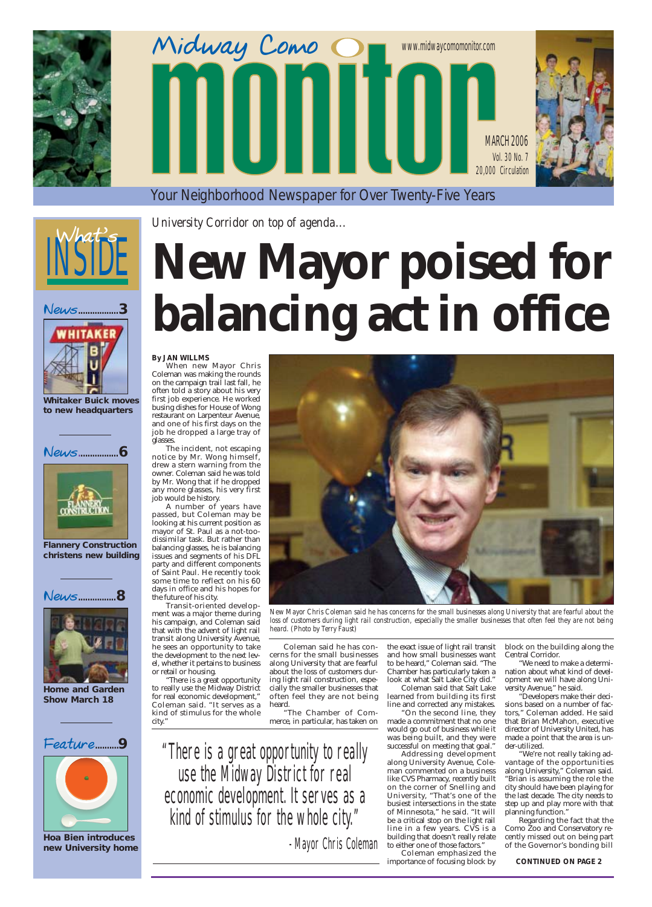# Midway Como monitor

www.midwaycomomonitor.com

MARCH 2006
Vol. 30 No. 7
20,000 Circulation

Your Neighborhood Newspaper for Over Twenty-Five Years

## What's INSIDE

**News.................3**
Whitaker Buick moves to new headquarters

**News.................6**
Flannery Construction christens new building

**News.................8**
Home and Garden Show March 18

**Feature..........9**
Hoa Bien introduces new University home

*University Corridor on top of agenda...*

# New Mayor poised for balancing act in office

**By JAN WILLMS**

When new Mayor Chris Coleman was making the rounds on the campaign trail last fall, he often told a story about his very first job experience. He worked busing dishes for House of Wong restaurant on Larpenteur Avenue, and one of his first days on the job he dropped a large tray of glasses.

The incident, not escaping notice by Mr. Wong himself, drew a stern warning from the owner. Coleman said he was told by Mr. Wong that if he dropped any more glasses, his very first job would be history.

A number of years have passed, but Coleman may be looking at his current position as mayor of St. Paul as a not-too-dissimilar task. But rather than balancing glasses, he is balancing issues and segments of his DFL party and different components of Saint Paul. He recently took some time to reflect on his 60 days in office and his hopes for the future of his city.

Transit-oriented development was a major theme during his campaign, and Coleman said that with the advent of light rail transit along University Avenue, he sees an opportunity to take the development to the next level, whether it pertains to business or retail or housing.

"There is a great opportunity to really use the Midway District for real economic development," Coleman said. "It serves as a kind of stimulus for the whole city."

*New Mayor Chris Coleman said he has concerns for the small businesses along University that are fearful about the loss of customers during light rail construction, especially the smaller businesses that often feel they are not being heard. (Photo by Terry Faust)*

Coleman said he has concerns for the small businesses along University that are fearful about the loss of customers during light rail construction, especially the smaller businesses that often feel they are not being heard.

"The Chamber of Commerce, in particular, has taken on the exact issue of light rail transit and how small businesses want to be heard," Coleman said. "The Chamber has particularly taken a look at what Salt Lake City did."

Coleman said that Salt Lake learned from building its first line and corrected any mistakes.

"On the second line, they made a commitment that no one would go out of business while it was being built, and they were successful on meeting that goal."

Addressing development along University Avenue, Coleman commented on a business like CVS Pharmacy, recently built on the corner of Snelling and University, "That's one of the busiest intersections in the state of Minnesota," he said. "It will be a critical stop on the light rail line in a few years. CVS is a building that doesn't really relate to either one of those factors."

Coleman emphasized the importance of focusing block by block on the building along the Central Corridor.

"We need to make a determination about what kind of development we will have along University Avenue," he said.

"Developers make their decisions based on a number of factors," Coleman added. He said that Brian McMahon, executive director of University United, has made a point that the area is under-utilized.

"We're not really taking advantage of the opportunities along University," Coleman said. "Brian is assuming the role the city should have been playing for the last decade. The city needs to step up and play more with that planning function."

Regarding the fact that the Como Zoo and Conservatory recently missed out on being part of the Governor's bonding bill

> "There is a great opportunity to really use the Midway District for real economic development. It serves as a kind of stimulus for the whole city."
>
> - Mayor Chris Coleman

**CONTINUED ON PAGE 2**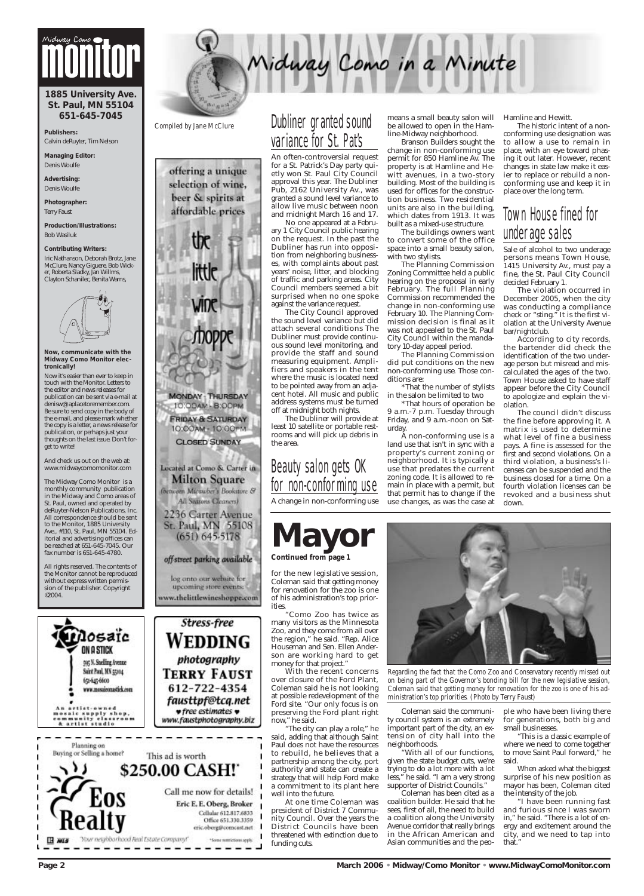# Midway Como Monitor

**1885 University Ave.
St. Paul, MN 55104
651-645-7045**

**Publishers:**
Calvin deRuyter, Tim Nelson

**Managing Editor:**
Denis Woulfe

**Advertising:**
Denis Woulfe

**Photographer:**
Terry Faust

**Production/Illustrations:**
Bob Wasiluk

**Contributing Writers:**
Iric Nathanson, Deborah Brotz, Jane McClure, Nancy Giguere, Bob Wicker, Roberta Sladky, Jan Willms, Clayton Schanilec, Benita Warns,

**Now, communicate with the Midway Como Monitor electronically!**

Now it's easier than ever to keep in touch with the Monitor. Letters to the editor and news releases for publication can be sent via e-mail at denisw@aplacetoremember.com. Be sure to send copy in the body of the e-mail, and please mark whether the copy is a letter, a news release for publication, or perhaps just your thoughts on the last issue. Don't forget to write!

And check us out on the web at: www.midwaycomomonitor.com

The Midway Como Monitor is a monthly community publication in the Midway and Como areas of St. Paul, owned and operated by deRuyter-Nelson Publications, Inc. All correspondence should be sent to the Monitor, 1885 University Ave., #110, St. Paul, MN 55104. Editorial and advertising offices can be reached at 651-645-7045. Our fax number is 651-645-4780.

All rights reserved. The contents of the Monitor cannot be reproduced without express written permission of the publisher. Copyright ©2004.

# Midway Como in a Minute

*Compiled by Jane McClure*

## Dubliner granted sound variance for St. Pat's

An often-controversial request for a St. Patrick's Day party quietly won St. Paul City Council approval this year. The Dubliner Pub, 2162 University Av., was granted a sound level variance to allow live music between noon and midnight March 16 and 17.

No one appeared at a February 1 City Council public hearing on the request. In the past the Dubliner has run into opposition from neighboring businesses, with complaints about past years' noise, litter, and blocking of traffic and parking areas. City Council members seemed a bit surprised when no one spoke against the variance request.

The City Council approved the sound level variance but did attach several conditions The Dubliner must provide continuous sound level monitoring, and provide the staff and sound measuring equipment. Amplifiers and speakers in the tent where the music is located need to be pointed away from an adjacent hotel. All music and public address systems must be turned off at midnight both nights.

The Dubliner will provide at least 10 satellite or portable restrooms and will pick up debris in the area.

## Beauty salon gets OK for non-conforming use

A change in non-conforming use means a small beauty salon will be allowed to open in the Hamline-Midway neighborhood.

Branson Builders sought the change in non-conforming use permit for 850 Hamline Av. The property is at Hamline and Hewitt avenues, in a two-story building. Most of the building is used for offices for the construction business. Two residential units are also in the building, which dates from 1913. It was built as a mixed-use structure.

The buildings owners want to convert some of the office space into a small beauty salon, with two stylists.

The Planning Commission Zoning Committee held a public hearing on the proposal in early February. The full Planning Commission recommended the change in non-conforming use February 10. The Planning Commission decision is final as it was not appealed to the St. Paul City Council within the mandatory 10-day appeal period.

The Planning Commission did put conditions on the new non-conforming use. Those conditions are:

*That the number of stylists in the salon be limited to two

*That hours of operation be 9 a.m.-7 p.m. Tuesday through Friday, and 9 a.m.-noon on Saturday.

A non-conforming use is a land use that isn't in sync with a property's current zoning or neighborhood. It is typically a use that predates the current zoning code. It is allowed to remain in place with a permit, but that permit has to change if the use changes, as was the case at Hamline and Hewitt.

The historic intent of a non-conforming use designation was to allow a use to remain in place, with an eye toward phasing it out later. However, recent changes in state law make it easier to replace or rebuild a non-conforming use and keep it in place over the long term.

## Town House fined for underage sales

Sale of alcohol to two underage persons means Town House, 1415 University Av., must pay a fine, the St. Paul City Council decided February 1.

The violation occurred in December 2005, when the city was conducting a compliance check or "sting." It is the first violation at the University Avenue bar/nightclub.

According to city records, the bartender did check the identification of the two underage person but misread and miscalculated the ages of the two. Town House asked to have staff appear before the City Council to apologize and explain the violation.

The council didn't discuss the fine before approving it. A matrix is used to determine what level of fine a business pays. A fine is assessed for the first and second violations. On a third violation, a business's licenses can be suspended and the business closed for a time. On a fourth violation licenses can be revoked and a business shut down.

# Mayor

**Continued from page 1**

for the new legislative session, Coleman said that getting money for renovation for the zoo is one of his administration's top priorities.

"Como Zoo has twice as many visitors as the Minnesota Zoo, and they come from all over the region," he said. "Rep. Alice Houseman and Sen. Ellen Anderson are working hard to get money for that project."

With the recent concerns over closure of the Ford Plant, Coleman said he is not looking at possible redevelopment of the Ford site. "Our only focus is on preserving the Ford plant right now," he said.

"The city can play a role," he said, adding that although Saint Paul does not have the resources to rebuild, he believes that a partnership among the city, port authority and state can create a strategy that will help Ford make a commitment to its plant here well into the future.

At one time Coleman was president of District 7 Community Council. Over the years the District Councils have been threatened with extinction due to funding cuts.

*Regarding the fact that the Como Zoo and Conservatory recently missed out on being part of the Governor's bonding bill for the new legislative session, Coleman said that getting money for renovation for the zoo is one of his administration's top priorities. (Photo by Terry Faust)*

Coleman said the community council system is an extremely important part of the city, an extension of city hall into the neighborhoods.

"With all of our functions, given the state budget cuts, we're trying to do a lot more with a lot less," he said. "I am a very strong supporter of District Councils."

Coleman has been cited as a coalition builder. He said that he sees, first of all, the need to build a coalition along the University Avenue corridor that really brings in the African American and Asian communities and the people who have been living there for generations, both big and small businesses.

"This is a classic example of where we need to come together to move Saint Paul forward," he said.

When asked what the biggest surprise of his new position as mayor has been, Coleman cited the intensity of the job.

"I have been running fast and furious since I was sworn in," he said. "There is a lot of energy and excitement around the city, and we need to tap into that."

---

offering a unique selection of wine, beer & spirits at affordable prices

**the little wine shoppe**

MONDAY - THURSDAY 10:00AM - 8:00PM
FRIDAY & SATURDAY 10:00AM - 10:00PM
CLOSED SUNDAY

Located at Como & Carter in **Milton Square** (between Micawber's Bookstore & All Seasons Cleaners)
2236 Carter Avenue
St. Paul, MN 55108
(651) 645-5178

*off street parking available*

log onto our website for upcoming store events:
www.thelittlewineshoppe.com

---

**Mosaic ON A STICK**
595 N. Snelling Avenue
Saint Paul, MN 55104
651-645-6600
www.mosaiconastick.com

An artist-owned mosaic supply shop, community classroom & artist studio

---

*Stress-free*
**WEDDING**
*photography*
**TERRY FAUST**
612-722-4354
fausttpf@tcq.net
♥ free estimates ♥
www.faustphotography.biz

---

Planning on Buying or Selling a home?

This ad is worth **$250.00 CASH!***

Call me now for details!
**Eric E. E. Oberg, Broker**
Cellular 612.817.6833
Office 651.330.3359
eric.oberg@comcast.net

**Eos Realty**
"Your neighborhood Real Estate Company!"

*Some restrictions apply.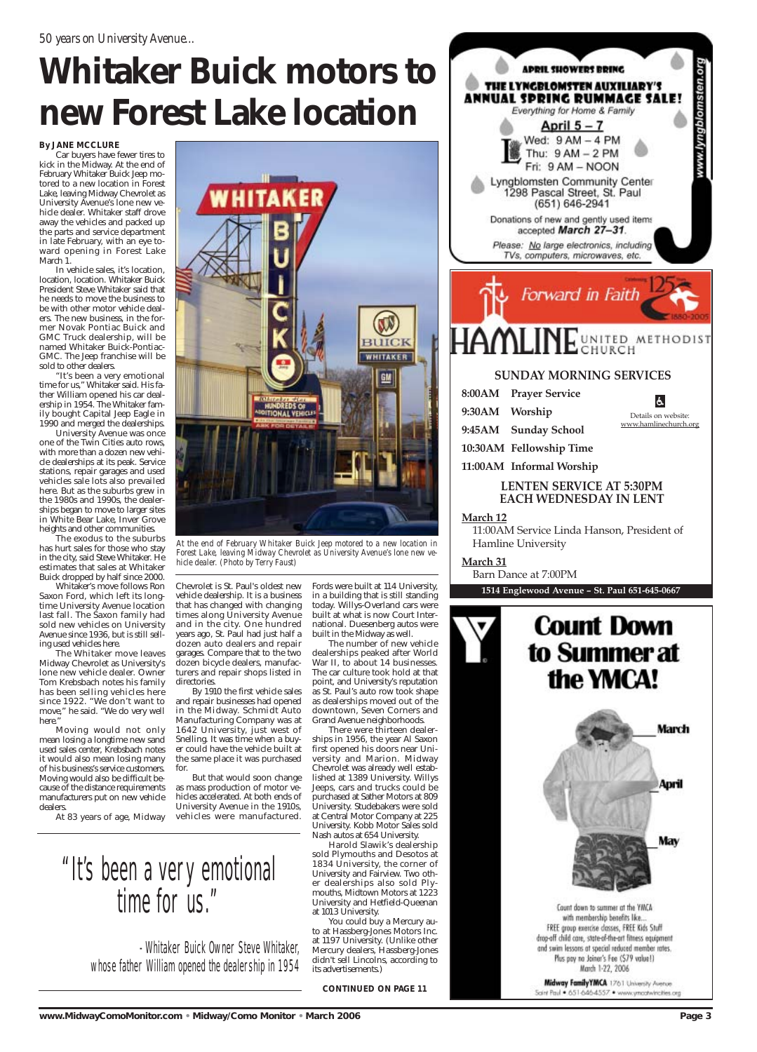*50 years on University Avenue...*

# Whitaker Buick motors to new Forest Lake location

**By JANE MCCLURE**

Car buyers have fewer tires to kick in the Midway. At the end of February Whitaker Buick Jeep motored to a new location in Forest Lake, leaving Midway Chevrolet as University Avenue's lone new vehicle dealer. Whitaker staff drove away the vehicles and packed up the parts and service department in late February, with an eye toward opening in Forest Lake March 1.

In vehicle sales, it's location, location. Whitaker Buick President Steve Whitaker said that he needs to move the business to be with other motor vehicle dealers. The new business, in the former Novak Pontiac Buick and GMC Truck dealership, will be named Whitaker Buick-Pontiac-GMC. The Jeep franchise will be sold to other dealers.

"It's been a very emotional time for us," Whitaker said. His father William opened his car dealership in 1954. The Whitaker family bought Capital Jeep Eagle in 1990 and merged the dealerships.

University Avenue was once one of the Twin Cities auto rows, with more than a dozen new vehicle dealerships at its peak. Service stations, repair garages and used vehicles sale lots also prevailed here. But as the suburbs grew in the 1980s and 1990s, the dealerships began to move to larger sites in White Bear Lake, Inver Grove heights and other communities.

The exodus to the suburbs has hurt sales for those who stay in the city, said Steve Whitaker. He estimates that sales at Whitaker Buick dropped by half since 2000.

Whitaker's move follows Ron Saxon Ford, which left its longtime University Avenue location last fall. The Saxon family had sold new vehicles on University Avenue since 1936, but is still selling used vehicles here.

The Whitaker move leaves Midway Chevrolet as University's lone new vehicle dealer. Owner Tom Krebsbach notes his family has been selling vehicles here since 1922. "We don't want to move," he said. "We do very well here."

Moving would not only mean losing a longtime new sand used sales center, Krebsbach notes it would also mean losing many of his business's service customers. Moving would also be difficult because of the distance requirements manufacturers put on new vehicle dealers.

At 83 years of age, Midway Chevrolet is St. Paul's oldest new vehicle dealership. It is a business that has changed with changing times along University Avenue and in the city. One hundred years ago, St. Paul had just half a dozen auto dealers and repair garages. Compare that to the two dozen bicycle dealers, manufacturers and repair shops listed in directories.

By 1910 the first vehicle sales and repair businesses had opened in the Midway. Schmidt Auto Manufacturing Company was at 1642 University, just west of Snelling. It was time when a buyer could have the vehicle built at the same place it was purchased for.

But that would soon change as mass production of motor vehicles accelerated. At both ends of University Avenue in the 1910s, vehicles were manufactured. Fords were built at 114 University, in a building that is still standing today. Willys-Overland cars were built at what is now Court International. Duesenberg autos were built in the Midway as well.

The number of new vehicle dealerships peaked after World War II, to about 14 businesses. The car culture took hold at that point, and University's reputation as St. Paul's auto row took shape as dealerships moved out of the downtown, Seven Corners and Grand Avenue neighborhoods.

There were thirteen dealerships in 1956, the year Al Saxon first opened his doors near University and Marion. Midway Chevrolet was already well established at 1389 University. Willys Jeeps, cars and trucks could be purchased at Sather Motors at 809 University. Studebakers were sold at Central Motor Company at 225 University. Kobb Motor Sales sold Nash autos at 654 University.

Harold Slawik's dealership sold Plymouths and Desotos at 1834 University, the corner of University and Fairview. Two other dealerships also sold Plymouths, Midtown Motors at 1223 University and Hetfield-Queenan at 1013 University.

You could buy a Mercury auto at Hassberg-Jones Motors Inc. at 1197 University. (Unlike other Mercury dealers, Hassberg-Jones didn't sell Lincolns, according to its advertisements.)

**CONTINUED ON PAGE 11**

*At the end of February Whitaker Buick Jeep motored to a new location in Forest Lake, leaving Midway Chevrolet as University Avenue's lone new vehicle dealer. (Photo by Terry Faust)*

> "It's been a very emotional time for us."
>
> - Whitaker Buick Owner Steve Whitaker, whose father William opened the dealership in 1954

---

**APRIL SHOWERS BRING THE LYNGBLOMSTEN AUXILIARY'S ANNUAL SPRING RUMMAGE SALE!**

*Everything for Home & Family*

**April 5 – 7**
Wed: 9 AM – 4 PM
Thu: 9 AM – 2 PM
Fri: 9 AM – NOON

Lyngblomsten Community Center
1298 Pascal Street, St. Paul
(651) 646-2941

Donations of new and gently used items accepted ***March 27–31***.

*Please: No large electronics, including TVs, computers, microwaves, etc.*

www.lyngblomsten.org

---

*Forward in Faith* — Celebrating 125 Years 1880-2005

**HAMLINE UNITED METHODIST CHURCH**

**SUNDAY MORNING SERVICES**

**8:00AM** Prayer Service
**9:30AM** Worship
**9:45AM** Sunday School
**10:30AM** Fellowship Time
**11:00AM** Informal Worship

Details on website: www.hamlinechurch.org

**LENTEN SERVICE AT 5:30PM EACH WEDNESDAY IN LENT**

**March 12**
11:00AM Service Linda Hanson, President of Hamline University

**March 31**
Barn Dance at 7:00PM

**1514 Englewood Avenue – St. Paul 651-645-0667**

---

**Count Down to Summer at the YMCA!**

March
April
May

Count down to summer at the YMCA with membership benefits like... FREE group exercise classes, FREE Kids Stuff drop-off child care, state-of-the-art fitness equipment and swim lessons at special reduced member rates. Plus pay no Joiner's Fee ($79 value!) March 1-22, 2006

**Midway FamilyYMCA** 1761 University Avenue
Saint Paul • 651-646-4557 • www.ymcatwincities.org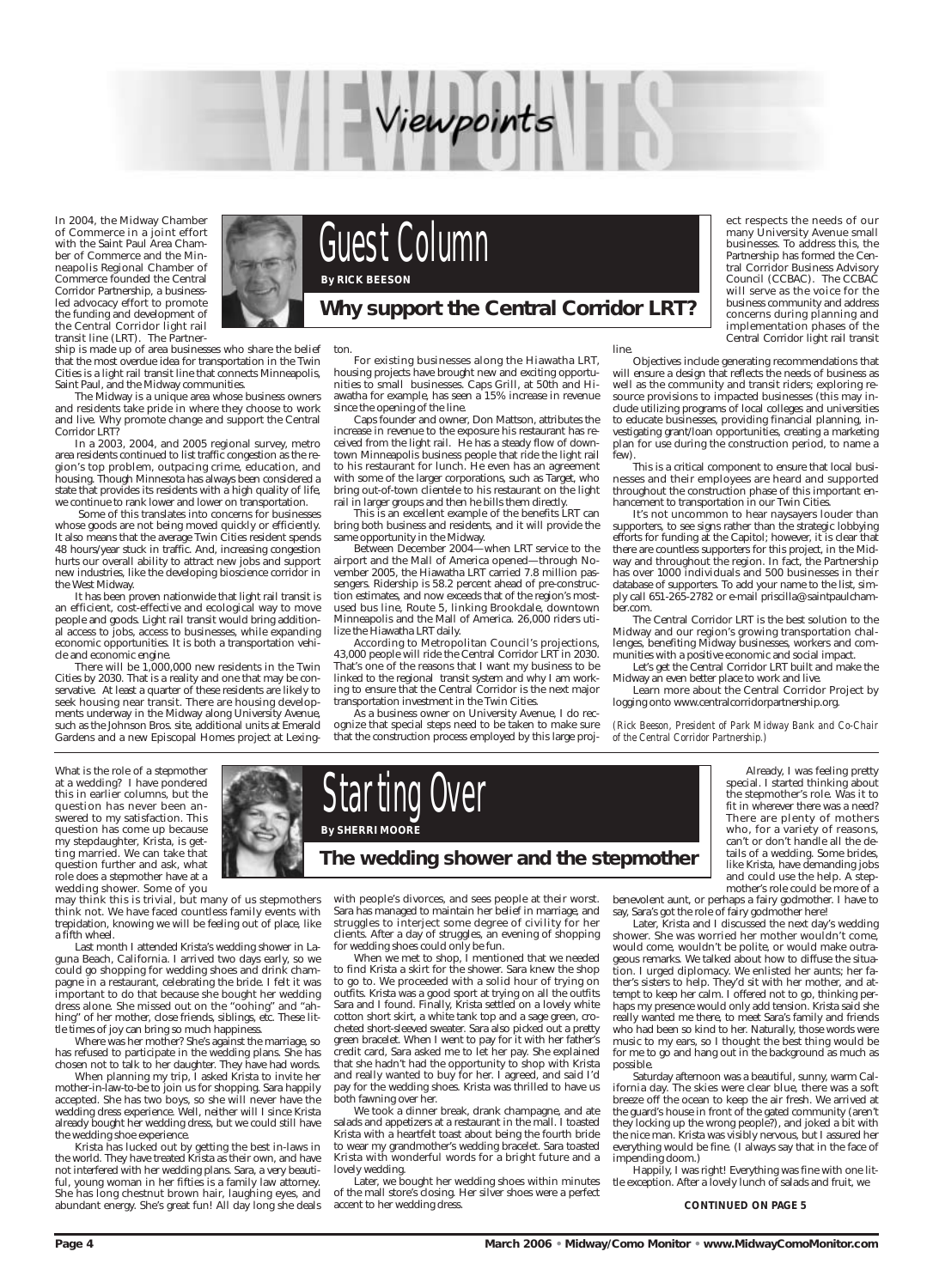# Viewpoints

## Guest Column

**By RICK BEESON**

### Why support the Central Corridor LRT?

In 2004, the Midway Chamber of Commerce in a joint effort with the Saint Paul Area Chamber of Commerce and the Minneapolis Regional Chamber of Commerce founded the Central Corridor Partnership, a business-led advocacy effort to promote the funding and development of the Central Corridor light rail transit line (LRT). The Partnership is made up of area businesses who share the belief that the most overdue idea for transportation in the Twin Cities is a light rail transit line that connects Minneapolis, Saint Paul, and the Midway communities.

The Midway is a unique area whose business owners and residents take pride in where they choose to work and live. Why promote change and support the Central Corridor LRT?

In a 2003, 2004, and 2005 regional survey, metro area residents continued to list traffic congestion as the region's top problem, outpacing crime, education, and housing. Though Minnesota has always been considered a state that provides its residents with a high quality of life, we continue to rank lower and lower on transportation.

Some of this translates into concerns for businesses whose goods are not being moved quickly or efficiently. It also means that the average Twin Cities resident spends 48 hours/year stuck in traffic. And, increasing congestion hurts our overall ability to attract new jobs and support new industries, like the developing bioscience corridor in the West Midway.

It has been proven nationwide that light rail transit is an efficient, cost-effective and ecological way to move people and goods. Light rail transit would bring additional access to jobs, access to businesses, while expanding economic opportunities. It is both a transportation vehicle and economic engine.

There will be 1,000,000 new residents in the Twin Cities by 2030. That is a reality and one that may be conservative. At least a quarter of these residents are likely to seek housing near transit. There are housing developments underway in the Midway along University Avenue, such as the Johnson Bros. site, additional units at Emerald Gardens and a new Episcopal Homes project at Lexington.

For existing businesses along the Hiawatha LRT, housing projects have brought new and exciting opportunities to small businesses. Caps Grill, at 50th and Hiawatha for example, has seen a 15% increase in revenue since the opening of the line.

Caps founder and owner, Don Mattson, attributes the increase in revenue to the exposure his restaurant has received from the light rail. He has a steady flow of downtown Minneapolis business people that ride the light rail to his restaurant for lunch. He even has an agreement with some of the larger corporations, such as Target, who bring out-of-town clientele to his restaurant on the light rail in larger groups and then he bills them directly.

This is an excellent example of the benefits LRT can bring both business and residents, and it will provide the same opportunity in the Midway.

Between December 2004—when LRT service to the airport and the Mall of America opened—through November 2005, the Hiawatha LRT carried 7.8 million passengers. Ridership is 58.2 percent ahead of pre-construction estimates, and now exceeds that of the region's most-used bus line, Route 5, linking Brookdale, downtown Minneapolis and the Mall of America. 26,000 riders utilize the Hiawatha LRT daily.

According to Metropolitan Council's projections, 43,000 people will ride the Central Corridor LRT in 2030. That's one of the reasons that I want my business to be linked to the regional transit system and why I am working to ensure that the Central Corridor is the next major transportation investment in the Twin Cities.

As a business owner on University Avenue, I do recognize that special steps need to be taken to make sure that the construction process employed by this large project respects the needs of our many University Avenue small businesses. To address this, the Partnership has formed the Central Corridor Business Advisory Council (CCBAC). The CCBAC will serve as the voice for the business community and address concerns during planning and implementation phases of the Central Corridor light rail transit line.

Objectives include generating recommendations that will ensure a design that reflects the needs of business as well as the community and transit riders; exploring resource provisions to impacted businesses (this may include utilizing programs of local colleges and universities to educate businesses, providing financial planning, investigating grant/loan opportunities, creating a marketing plan for use during the construction period, to name a few).

This is a critical component to ensure that local businesses and their employees are heard and supported throughout the construction phase of this important enhancement to transportation in our Twin Cities.

It's not uncommon to hear naysayers louder than supporters, to see signs rather than the strategic lobbying efforts for funding at the Capitol; however, it is clear that there are countless supporters for this project, in the Midway and throughout the region. In fact, the Partnership has over 1000 individuals and 500 businesses in their database of supporters. To add your name to the list, simply call 651-265-2782 or e-mail priscilla@saintpaulchamber.com.

The Central Corridor LRT is the best solution to the Midway and our region's growing transportation challenges, benefiting Midway businesses, workers and communities with a positive economic and social impact.

Let's get the Central Corridor LRT built and make the Midway an even better place to work and live.

Learn more about the Central Corridor Project by logging onto www.centralcorridorpartnership.org.

*(Rick Beeson, President of Park Midway Bank and Co-Chair of the Central Corridor Partnership.)*

## Starting Over

**By SHERRI MOORE**

### The wedding shower and the stepmother

What is the role of a stepmother at a wedding? I have pondered this in earlier columns, but the question has never been answered to my satisfaction. This question has come up because my stepdaughter, Krista, is getting married. We can take that question further and ask, what role does a stepmother have at a wedding shower. Some of you may think this is trivial, but many of us stepmothers think not. We have faced countless family events with trepidation, knowing we will be feeling out of place, like a fifth wheel.

Last month I attended Krista's wedding shower in Laguna Beach, California. I arrived two days early, so we could go shopping for wedding shoes and drink champagne in a restaurant, celebrating the bride. I felt it was important to do that because she bought her wedding dress alone. She missed out on the "oohing" and "ahhing" of her mother, close friends, siblings, etc. These little times of joy can bring so much happiness.

Where was her mother? She's against the marriage, so has refused to participate in the wedding plans. She has chosen not to talk to her daughter. They have had words.

When planning my trip, I asked Krista to invite her mother-in-law-to-be to join us for shopping. Sara happily accepted. She has two boys, so she will never have the wedding dress experience. Well, neither will I since Krista already bought her wedding dress, but we could still have the wedding shoe experience.

Krista has lucked out by getting the best in-laws in the world. They have treated Krista as their own, and have not interfered with her wedding plans. Sara, a very beautiful, young woman in her fifties is a family law attorney. She has long chestnut brown hair, laughing eyes, and abundant energy. She's great fun! All day long she deals with people's divorces, and sees people at their worst. Sara has managed to maintain her belief in marriage, and struggles to interject some degree of civility for her clients. After a day of struggles, an evening of shopping for wedding shoes could only be fun.

When we met to shop, I mentioned that we needed to find Krista a skirt for the shower. Sara knew the shop to go to. We proceeded with a solid hour of trying on outfits. Krista was a good sport at trying on all the outfits Sara and I found. Finally, Krista settled on a lovely white cotton short skirt, a white tank top and a sage green, crocheted short-sleeved sweater. Sara also picked out a pretty green bracelet. When I went to pay for it with her father's credit card, Sara asked me to let her pay. She explained that she hadn't had the opportunity to shop with Krista and really wanted to buy for her. I agreed, and said I'd pay for the wedding shoes. Krista was thrilled to have us both fawning over her.

We took a dinner break, drank champagne, and ate salads and appetizers at a restaurant in the mall. I toasted Krista with a heartfelt toast about being the fourth bride to wear my grandmother's wedding bracelet. Sara toasted Krista with wonderful words for a bright future and a lovely wedding.

Later, we bought her wedding shoes within minutes of the mall store's closing. Her silver shoes were a perfect accent to her wedding dress.

Already, I was feeling pretty special. I started thinking about the stepmother's role. Was it to fit in wherever there was a need? There are plenty of mothers who, for a variety of reasons, can't or don't handle all the details of a wedding. Some brides, like Krista, have demanding jobs and could use the help. A stepmother's role could be more of a benevolent aunt, or perhaps a fairy godmother. I have to say, Sara's got the role of fairy godmother here!

Later, Krista and I discussed the next day's wedding shower. She was worried her mother wouldn't come, would come, wouldn't be polite, or would make outrageous remarks. We talked about how to diffuse the situation. I urged diplomacy. We enlisted her aunts; her father's sisters to help. They'd sit with her mother, and attempt to keep her calm. I offered not to go, thinking perhaps my presence would only add tension. Krista said she really wanted me there, to meet Sara's family and friends who had been so kind to her. Naturally, those words were music to my ears, so I thought the best thing would be for me to go and hang out in the background as much as possible.

Saturday afternoon was a beautiful, sunny, warm California day. The skies were clear blue, there was a soft breeze off the ocean to keep the air fresh. We arrived at the guard's house in front of the gated community (aren't they locking up the wrong people?), and joked a bit with the nice man. Krista was visibly nervous, but I assured her everything would be fine. (I always say that in the face of impending doom.)

Happily, I was right! Everything was fine with one little exception. After a lovely lunch of salads and fruit, we

**CONTINUED ON PAGE 5**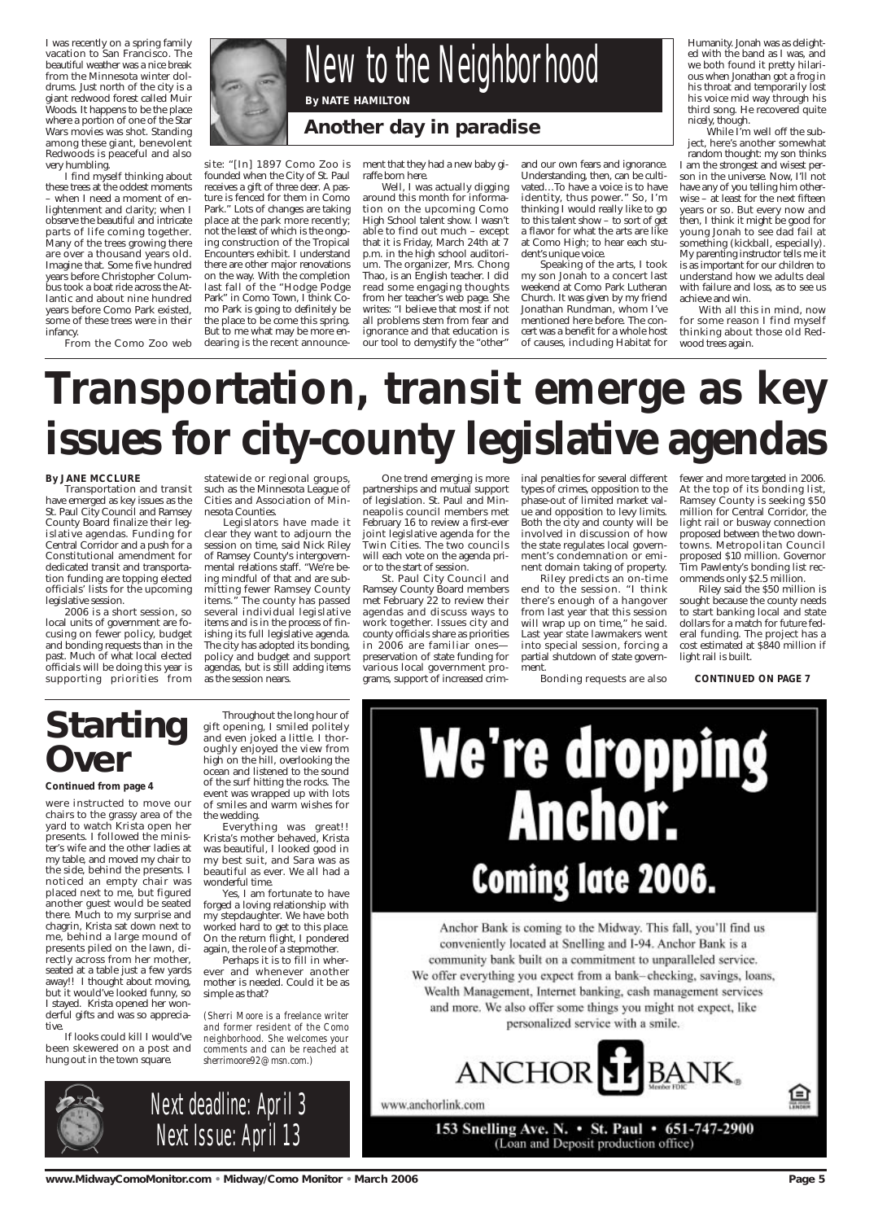# New to the Neighborhood

**By NATE HAMILTON**

## Another day in paradise

I was recently on a spring family vacation to San Francisco. The beautiful weather was a nice break from the Minnesota winter doldrums. Just north of the city is a giant redwood forest called Muir Woods. It happens to be the place where a portion of one of the Star Wars movies was shot. Standing among these giant, benevolent Redwoods is peaceful and also very humbling.

I find myself thinking about these trees at the oddest moments – when I need a moment of enlightenment and clarity; when I observe the beautiful and intricate parts of life coming together. Many of the trees growing there are over a thousand years old. Imagine that. Some five hundred years before Christopher Columbus took a boat ride across the Atlantic and about nine hundred years before Como Park existed, some of these trees were in their infancy.

From the Como Zoo web site: "[In] 1897 Como Zoo is founded when the City of St. Paul receives a gift of three deer. A pasture is fenced for them in Como Park." Lots of changes are taking place at the park more recently; not the least of which is the ongoing construction of the Tropical Encounters exhibit. I understand there are other major renovations on the way. With the completion last fall of the "Hodge Podge Park" in Como Town, I think Como Park is going to definitely be the place to be come this spring. But to me what may be more endearing is the recent announcement that they had a new baby giraffe born here.

Well, I was actually digging around this month for information on the upcoming Como High School talent show. I wasn't able to find out much – except that it is Friday, March 24th at 7 p.m. in the high school auditorium. The organizer, Mrs. Chong Thao, is an English teacher. I did read some engaging thoughts from her teacher's web page. She writes: "I believe that most if not all problems stem from fear and ignorance and that education is our tool to demystify the "other" and our own fears and ignorance. Understanding, then, can be cultivated…To have a voice is to have identity, thus power." So, I'm thinking I would really like to go to this talent show – to sort of get a flavor for what the arts are like at Como High; to hear each student's unique voice.

Speaking of the arts, I took my son Jonah to a concert last weekend at Como Park Lutheran Church. It was given by my friend Jonathan Rundman, whom I've mentioned here before. The concert was a benefit for a whole host of causes, including Habitat for Humanity. Jonah was as delighted with the band as I was, and we both found it pretty hilarious when Jonathan got a frog in his throat and temporarily lost his voice mid way through his third song. He recovered quite nicely, though.

While I'm well off the subject, here's another somewhat random thought: my son thinks I am the strongest and wisest person in the universe. Now, I'll not have any of you telling him otherwise – at least for the next fifteen years or so. But every now and then, I think it might be good for young Jonah to see dad fail at something (kickball, especially). My parenting instructor tells me it is as important for our children to understand how we adults deal with failure and loss, as to see us achieve and win.

With all this in mind, now for some reason I find myself thinking about those old Redwood trees again.

# Transportation, transit emerge as key issues for city-county legislative agendas

**By JANE MCCLURE**

Transportation and transit have emerged as key issues as the St. Paul City Council and Ramsey County Board finalize their legislative agendas. Funding for Central Corridor and a push for a Constitutional amendment for dedicated transit and transportation funding are topping elected officials' lists for the upcoming legislative session.

2006 is a short session, so local units of government are focusing on fewer policy, budget and bonding requests than in the past. Much of what local elected officials will be doing this year is supporting priorities from statewide or regional groups, such as the Minnesota League of Cities and Association of Minnesota Counties.

Legislators have made it clear they want to adjourn the session on time, said Nick Riley of Ramsey County's intergovernmental relations staff. "We're being mindful of that and are submitting fewer Ramsey County items." The county has passed several individual legislative items and is in the process of finishing its full legislative agenda. The city has adopted its bonding, policy and budget and support agendas, but is still adding items as the session nears.

One trend emerging is more partnerships and mutual support of legislation. St. Paul and Minneapolis council members met February 16 to review a first-ever joint legislative agenda for the Twin Cities. The two councils will each vote on the agenda prior to the start of session.

St. Paul City Council and Ramsey County Board members met February 22 to review their agendas and discuss ways to work together. Issues city and county officials share as priorities in 2006 are familiar ones—preservation of state funding for various local government programs, support of increased criminal penalties for several different types of crimes, opposition to the phase-out of limited market value and opposition to levy limits. Both the city and county will be involved in discussion of how the state regulates local government's condemnation or eminent domain taking of property.

Riley predicts an on-time end to the session. "I think there's enough of a hangover from last year that this session will wrap up on time," he said. Last year state lawmakers went into special session, forcing a partial shutdown of state government.

Bonding requests are also fewer and more targeted in 2006. At the top of its bonding list, Ramsey County is seeking $50 million for Central Corridor, the light rail or busway connection proposed between the two downtowns. Metropolitan Council proposed $10 million. Governor Tim Pawlenty's bonding list recommends only $2.5 million.

Riley said the $50 million is sought because the county needs to start banking local and state dollars for a match for future federal funding. The project has a cost estimated at $840 million if light rail is built.

**CONTINUED ON PAGE 7**

# Starting Over

**Continued from page 4**

were instructed to move our chairs to the grassy area of the yard to watch Krista open her presents. I followed the minister's wife and the other ladies at my table, and moved my chair to the side, behind the presents. I noticed an empty chair was placed next to me, but figured another guest would be seated there. Much to my surprise and chagrin, Krista sat down next to me, behind a large mound of presents piled on the lawn, directly across from her mother, seated at a table just a few yards away!! I thought about moving, but it would've looked funny, so I stayed. Krista opened her wonderful gifts and was so appreciative.

If looks could kill I would've been skewered on a post and hung out in the town square.

Throughout the long hour of gift opening, I smiled politely and even joked a little. I thoroughly enjoyed the view from high on the hill, overlooking the ocean and listened to the sound of the surf hitting the rocks. The event was wrapped up with lots of smiles and warm wishes for the wedding.

Everything was great!! Krista's mother behaved, Krista was beautiful, I looked good in my best suit, and Sara was as beautiful as ever. We all had a wonderful time.

Yes, I am fortunate to have forged a loving relationship with my stepdaughter. We have both worked hard to get to this place. On the return flight, I pondered again, the role of a stepmother.

Perhaps it is to fill in wherever and whenever another mother is needed. Could it be as simple as that?

*(Sherri Moore is a freelance writer and former resident of the Como neighborhood. She welcomes your comments and can be reached at sherrimoore92@msn.com.)*

Next deadline: April 3
Next Issue: April 13

# We're dropping Anchor.

## Coming late 2006.

Anchor Bank is coming to the Midway. This fall, you'll find us conveniently located at Snelling and I-94. Anchor Bank is a community bank built on a commitment to unparalleled service. We offer everything you expect from a bank– checking, savings, loans, Wealth Management, Internet banking, cash management services and more. We also offer some things you might not expect, like personalized service with a smile.

ANCHOR BANK. Member FDIC

www.anchorlink.com

153 Snelling Ave. N. • St. Paul • 651-747-2900
(Loan and Deposit production office)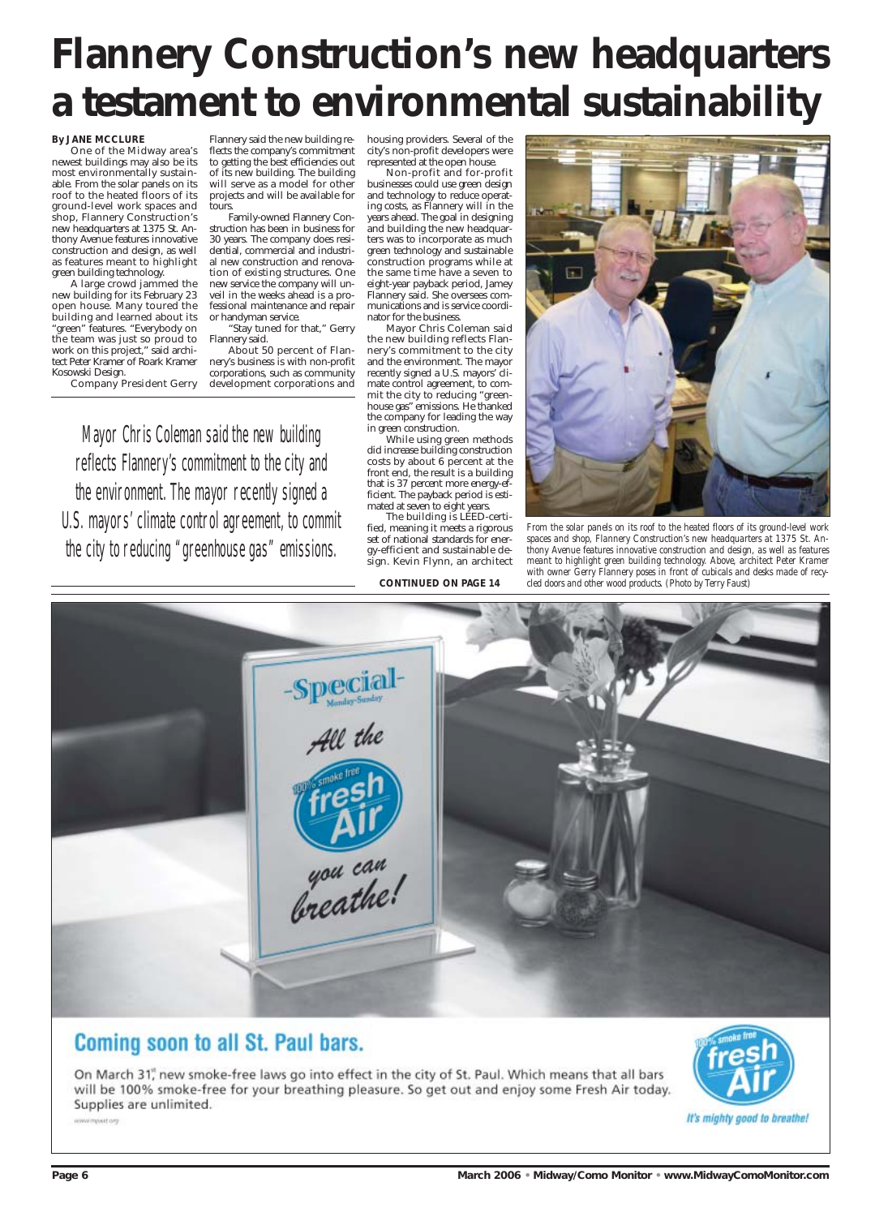# Flannery Construction's new headquarters a testament to environmental sustainability

**By JANE MCCLURE**

One of the Midway area's newest buildings may also be its most environmentally sustainable. From the solar panels on its roof to the heated floors of its ground-level work spaces and shop, Flannery Construction's new headquarters at 1375 St. Anthony Avenue features innovative construction and design, as well as features meant to highlight green building technology.

A large crowd jammed the new building for its February 23 open house. Many toured the building and learned about its "green" features. "Everybody on the team was just so proud to work on this project," said architect Peter Kramer of Roark Kramer Kosowski Design.

Company President Gerry Flannery said the new building reflects the company's commitment to getting the best efficiencies out of its new building. The building will serve as a model for other projects and will be available for tours.

Family-owned Flannery Construction has been in business for 30 years. The company does residential, commercial and industrial new construction and renovation of existing structures. One new service the company will unveil in the weeks ahead is a professional maintenance and repair or handyman service.

"Stay tuned for that," Gerry Flannery said.

About 50 percent of Flannery's business is with non-profit corporations, such as community development corporations and housing providers. Several of the city's non-profit developers were represented at the open house.

Non-profit and for-profit businesses could use green design and technology to reduce operating costs, as Flannery will in the years ahead. The goal in designing and building the new headquarters was to incorporate as much green technology and sustainable construction programs while at the same time have a seven to eight-year payback period, Jamey Flannery said. She oversees communications and is service coordinator for the business.

Mayor Chris Coleman said the new building reflects Flannery's commitment to the city and the environment. The mayor recently signed a U.S. mayors' climate control agreement, to commit the city to reducing "greenhouse gas" emissions. He thanked the company for leading the way in green construction.

While using green methods did increase building construction costs by about 6 percent at the front end, the result is a building that is 37 percent more energy-efficient. The payback period is estimated at seven to eight years.

The building is LEED-certified, meaning it meets a rigorous set of national standards for energy-efficient and sustainable design. Kevin Flynn, an architect

*Mayor Chris Coleman said the new building reflects Flannery's commitment to the city and the environment. The mayor recently signed a U.S. mayors' climate control agreement, to commit the city to reducing "greenhouse gas" emissions.*

**CONTINUED ON PAGE 14**

*From the solar panels on its roof to the heated floors of its ground-level work spaces and shop, Flannery Construction's new headquarters at 1375 St. Anthony Avenue features innovative construction and design, as well as features meant to highlight green building technology. Above, architect Peter Kramer with owner Gerry Flannery poses in front of cubicals and desks made of recycled doors and other wood products. (Photo by Terry Faust)*

-Special- Monday-Sunday
All the 100% smoke free fresh Air you can breathe!

## Coming soon to all St. Paul bars.

On March 31st, new smoke-free laws go into effect in the city of St. Paul. Which means that all bars will be 100% smoke-free for your breathing pleasure. So get out and enjoy some Fresh Air today. Supplies are unlimited.

www.mpast.org

100% smoke free fresh Air — It's mighty good to breathe!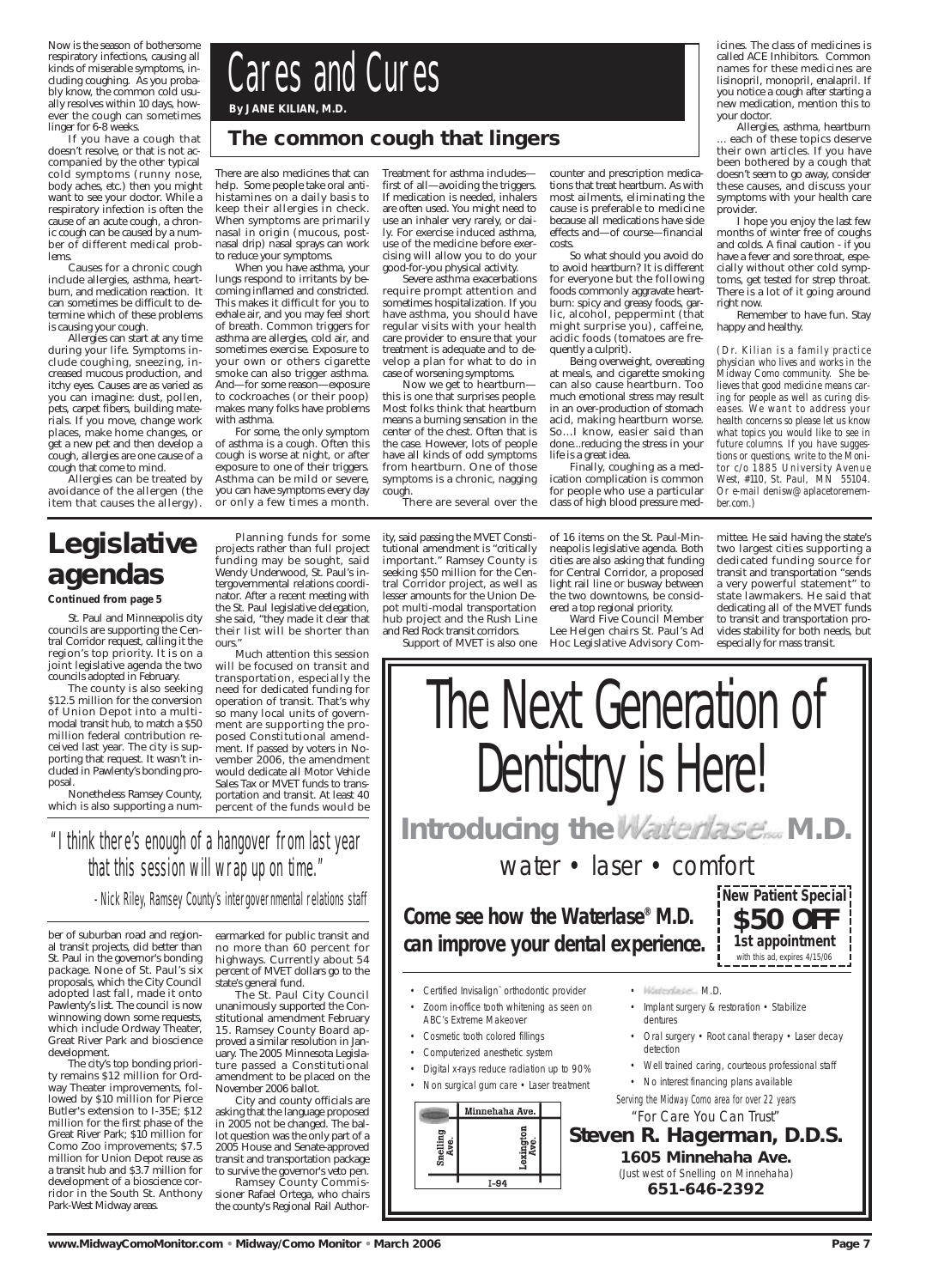# Cares and Cures

**By JANE KILIAN, M.D.**

## The common cough that lingers

Now is the season of bothersome respiratory infections, causing all kinds of miserable symptoms, including coughing. As you probably know, the common cold usually resolves within 10 days, however the cough can sometimes linger for 6-8 weeks.

If you have a cough that doesn't resolve, or that is not accompanied by the other typical cold symptoms (runny nose, body aches, etc.) then you might want to see your doctor. While a respiratory infection is often the cause of an acute cough, a chronic cough can be caused by a number of different medical problems.

Causes for a chronic cough include allergies, asthma, heartburn, and medication reaction. It can sometimes be difficult to determine which of these problems is causing your cough.

Allergies can start at any time during your life. Symptoms include coughing, sneezing, increased mucous production, and itchy eyes. Causes are as varied as you can imagine: dust, pollen, pets, carpet fibers, building materials. If you move, change work places, make home changes, or get a new pet and then develop a cough, allergies are one cause of a cough that come to mind.

Allergies can be treated by avoidance of the allergen (the item that causes the allergy). There are also medicines that can help. Some people take oral antihistamines on a daily basis to keep their allergies in check. When symptoms are primarily nasal in origin (mucous, post-nasal drip) nasal sprays can work to reduce your symptoms.

When you have asthma, your lungs respond to irritants by becoming inflamed and constricted. This makes it difficult for you to exhale air, and you may feel short of breath. Common triggers for asthma are allergies, cold air, and sometimes exercise. Exposure to your own or others cigarette smoke can also trigger asthma. And—for some reason—exposure to cockroaches (or their poop) makes many folks have problems with asthma.

For some, the only symptom of asthma is a cough. Often this cough is worse at night, or after exposure to one of their triggers. Asthma can be mild or severe, you can have symptoms every day or only a few times a month. Treatment for asthma includes—first of all—avoiding the triggers. If medication is needed, inhalers are often used. You might need to use an inhaler very rarely, or daily. For exercise induced asthma, use of the medicine before exercising will allow you to do your good-for-you physical activity.

Severe asthma exacerbations require prompt attention and sometimes hospitalization. If you have asthma, you should have regular visits with your health care provider to ensure that your treatment is adequate and to develop a plan for what to do in case of worsening symptoms.

Now we get to heartburn—this is one that surprises people. Most folks think that heartburn means a burning sensation in the center of the chest. Often that is the case. However, lots of people have all kinds of odd symptoms from heartburn. One of those symptoms is a chronic, nagging cough.

There are several over the counter and prescription medications that treat heartburn. As with most ailments, eliminating the cause is preferable to medicine because all medications have side effects and—of course—financial costs.

So what should you avoid do to avoid heartburn? It is different for everyone but the following foods commonly aggravate heartburn: spicy and greasy foods, garlic, alcohol, peppermint (that might surprise you), caffeine, acidic foods (tomatoes are frequently a culprit).

Being overweight, overeating at meals, and cigarette smoking can also cause heartburn. Too much emotional stress may result in an over-production of stomach acid, making heartburn worse. So…I know, easier said than done...reducing the stress in your life is a great idea.

Finally, coughing as a medication complication is common for people who use a particular class of high blood pressure medicines. The class of medicines is called ACE Inhibitors. Common names for these medicines are lisinopril, monopril, enalapril. If you notice a cough after starting a new medication, mention this to your doctor.

Allergies, asthma, heartburn ... each of these topics deserve their own articles. If you have been bothered by a cough that doesn't seem to go away, consider these causes, and discuss your symptoms with your health care provider.

I hope you enjoy the last few months of winter free of coughs and colds. A final caution - if you have a fever and sore throat, especially without other cold symptoms, get tested for strep throat. There is a lot of it going around right now.

Remember to have fun. Stay happy and healthy.

*(Dr. Kilian is a family practice physician who lives and works in the Midway Como community. She believes that good medicine means caring for people as well as curing diseases. We want to address your health concerns so please let us know what topics you would like to see in future columns. If you have suggestions or questions, write to the Monitor c/o 1885 University Avenue West, #110, St. Paul, MN 55104. Or e-mail denisw@aplacetoremember.com.)*

# Legislative agendas

**Continued from page 5**

St. Paul and Minneapolis city councils are supporting the Central Corridor request, calling it the region's top priority. It is on a joint legislative agenda the two councils adopted in February.

The county is also seeking $12.5 million for the conversion of Union Depot into a multimodal transit hub, to match a $50 million federal contribution received last year. The city is supporting that request. It wasn't included in Pawlenty's bonding proposal.

Nonetheless Ramsey County, which is also supporting a number of suburban road and regional transit projects, did better than St. Paul in the governor's bonding package. None of St. Paul's six proposals, which the City Council adopted last fall, made it onto Pawlenty's list. The council is now winnowing down some requests, which include Ordway Theater, Great River Park and bioscience development.

The city's top bonding priority remains $12 million for Ordway Theater improvements, followed by $10 million for Pierce Butler's extension to I-35E; $12 million for the first phase of the Great River Park; $10 million for Como Zoo improvements; $7.5 million for Union Depot reuse as a transit hub and $3.7 million for development of a bioscience corridor in the South St. Anthony Park-West Midway areas.

Planning funds for some projects rather than full project funding may be sought, said Wendy Underwood, St. Paul's intergovernmental relations coordinator. After a recent meeting with the St. Paul legislative delegation, she said, "they made it clear that their list will be shorter than ours."

Much attention this session will be focused on transit and transportation, especially the need for dedicated funding for operation of transit. That's why so many local units of government are supporting the proposed Constitutional amendment. If passed by voters in November 2006, the amendment would dedicate all Motor Vehicle Sales Tax or MVET funds to transportation and transit. At least 40 percent of the funds would be earmarked for public transit and no more than 60 percent for highways. Currently about 54 percent of MVET dollars go to the state's general fund.

> "I think there's enough of a hangover from last year that this session will wrap up on time."
>
> -Nick Riley, Ramsey County's intergovernmental relations staff

The St. Paul City Council unanimously supported the Constitutional amendment February 15. Ramsey County Board approved a similar resolution in January. The 2005 Minnesota Legislature passed a Constitutional amendment to be placed on the November 2006 ballot.

City and county officials are asking that the language proposed in 2005 not be changed. The ballot question was the only part of a 2005 House and Senate-approved transit and transportation package to survive the governor's veto pen.

Ramsey County Commissioner Rafael Ortega, who chairs the county's Regional Rail Authority, said passing the MVET Constitutional amendment is "critically important." Ramsey County is seeking $50 million for the Central Corridor project, as well as lesser amounts for the Union Depot multi-modal transportation hub project and the Rush Line and Red Rock transit corridors.

Support of MVET is also one of 16 items on the St. Paul-Minneapolis legislative agenda. Both cities are also asking that funding for Central Corridor, a proposed light rail line or busway between the two downtowns, be considered a top regional priority.

Ward Five Council Member Lee Helgen chairs St. Paul's Ad Hoc Legislative Advisory Committee. He said having the state's two largest cities supporting a dedicated funding source for transit and transportation "sends a very powerful statement" to state lawmakers. He said that dedicating all of the MVET funds to transit and transportation provides stability for both needs, but especially for mass transit.

# The Next Generation of Dentistry is Here!

## Introducing the Waterlase M.D.

water • laser • comfort

**Come see how the Waterlase® M.D. can improve your dental experience.**

**New Patient Special**
**$50 OFF**
**1st appointment**
with this ad, expires 4/15/06

- Certified Invisalign® orthodontic provider
- Zoom in-office tooth whitening as seen on ABC's Extreme Makeover
- Cosmetic tooth colored fillings
- Computerized anesthetic system
- Digital x-rays reduce radiation up to 90%
- Non surgical gum care • Laser treatment
- Waterlase M.D.
- Implant surgery & restoration • Stabilize dentures
- Oral surgery • Root canal therapy • Laser decay detection
- Well trained caring, courteous professional staff
- No interest financing plans available

Serving the Midway Como area for over 22 years

"For Care You Can Trust"

**Steven R. Hagerman, D.D.S.**

**1605 Minnehaha Ave.**

(Just west of Snelling on Minnehaha)

**651-646-2392**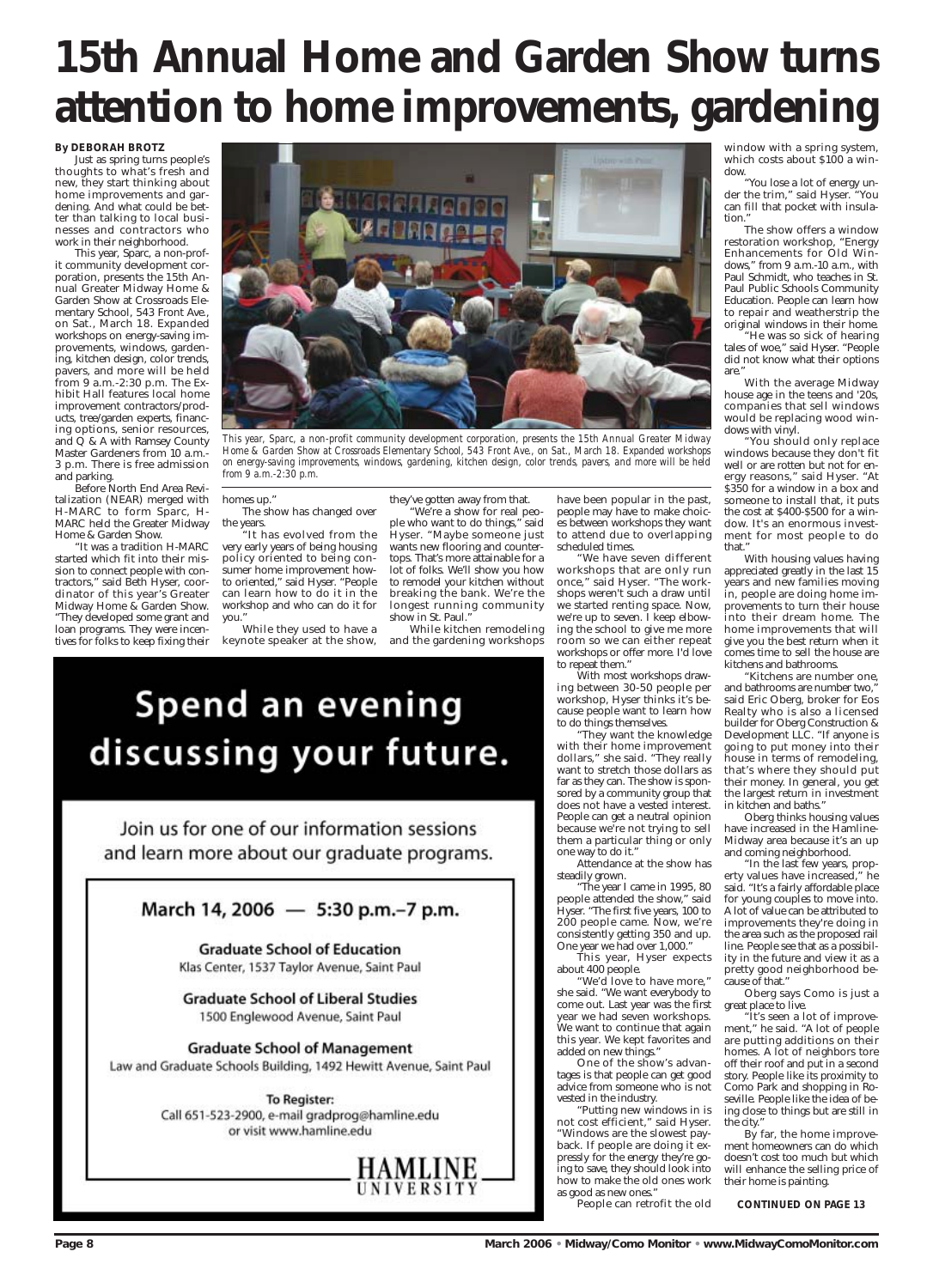# 15th Annual Home and Garden Show turns attention to home improvements, gardening

**By DEBORAH BROTZ**

Just as spring turns people's thoughts to what's fresh and new, they start thinking about home improvements and gardening. And what could be better than talking to local businesses and contractors who work in their neighborhood.

This year, Sparc, a non-profit community development corporation, presents the 15th Annual Greater Midway Home & Garden Show at Crossroads Elementary School, 543 Front Ave., on Sat., March 18. Expanded workshops on energy-saving improvements, windows, gardening, kitchen design, color trends, pavers, and more will be held from 9 a.m.-2:30 p.m. The Exhibit Hall features local home improvement contractors/products, tree/garden experts, financing options, senior resources, and Q & A with Ramsey County Master Gardeners from 10 a.m.-3 p.m. There is free admission and parking.

Before North End Area Revitalization (NEAR) merged with H-MARC to form Sparc, H-MARC held the Greater Midway Home & Garden Show.

"It was a tradition H-MARC started which fit into their mission to connect people with contractors," said Beth Hyser, coordinator of this year's Greater Midway Home & Garden Show. "They developed some grant and loan programs. They were incentives for folks to keep fixing their homes up."

The show has changed over the years.

"It has evolved from the very early years of being housing policy oriented to being consumer home improvement how-to oriented," said Hyser. "People can learn how to do it in the workshop and who can do it for you."

While they used to have a keynote speaker at the show, they've gotten away from that.

"We're a show for real people who want to do things," said Hyser. "Maybe someone just wants new flooring and countertops. That's more attainable for a lot of folks. We'll show you how to remodel your kitchen without breaking the bank. We're the longest running community show in St. Paul."

While kitchen remodeling and the gardening workshops have been popular in the past, people may have to make choices between workshops they want to attend due to overlapping scheduled times.

"We have seven different workshops that are only run once," said Hyser. "The workshops weren't such a draw until we started renting space. Now, we're up to seven. I keep elbowing the school to give me more room so we can either repeat workshops or offer more. I'd love to repeat them."

With most workshops drawing between 30-50 people per workshop, Hyser thinks it's because people want to learn how to do things themselves.

"They want the knowledge with their home improvement dollars," she said. "They really want to stretch those dollars as far as they can. The show is sponsored by a community group that does not have a vested interest. People can get a neutral opinion because we're not trying to sell them a particular thing or only one way to do it."

Attendance at the show has steadily grown.

"The year I came in 1995, 80 people attended the show," said Hyser. "The first five years, 100 to 200 people came. Now, we're consistently getting 350 and up. One year we had over 1,000."

This year, Hyser expects about 400 people.

"We'd love to have more," she said. "We want everybody to come out. Last year was the first year we had seven workshops. We want to continue that again this year. We kept favorites and added on new things."

One of the show's advantages is that people can get good advice from someone who is not vested in the industry.

"Putting new windows in is not cost efficient," said Hyser. "Windows are the slowest payback. If people are doing it expressly for the energy they're going to save, they should look into how to make the old ones work as good as new ones."

People can retrofit the old window with a spring system, which costs about $100 a window.

"You lose a lot of energy under the trim," said Hyser. "You can fill that pocket with insulation."

The show offers a window restoration workshop, "Energy Enhancements for Old Windows," from 9 a.m.-10 a.m., with Paul Schmidt, who teaches in St. Paul Public Schools Community Education. People can learn how to repair and weatherstrip the original windows in their home.

"He was so sick of hearing tales of woe," said Hyser. "People did not know what their options are."

With the average Midway house age in the teens and '20s, companies that sell windows would be replacing wood windows with vinyl.

"You should only replace windows because they don't fit well or are rotten but not for energy reasons," said Hyser. "At $350 for a window in a box and someone to install that, it puts the cost at $400-$500 for a window. It's an enormous investment for most people to do that."

With housing values having appreciated greatly in the last 15 years and new families moving in, people are doing home improvements to turn their house into their dream home. The home improvements that will give you the best return when it comes time to sell the house are kitchens and bathrooms.

"Kitchens are number one, and bathrooms are number two," said Eric Oberg, broker for Eos Realty who is also a licensed builder for Oberg Construction & Development LLC. "If anyone is going to put money into their house in terms of remodeling, that's where they should put their money. In general, you get the largest return in investment in kitchen and baths."

Oberg thinks housing values have increased in the Hamline-Midway area because it's an up and coming neighborhood.

"In the last few years, property values have increased," he said. "It's a fairly affordable place for young couples to move into. A lot of value can be attributed to improvements they're doing in the area such as the proposed rail line. People see that as a possibility in the future and view it as a pretty good neighborhood because of that."

Oberg says Como is just a great place to live.

"It's seen a lot of improvement," he said. "A lot of people are putting additions on their homes. A lot of neighbors tore off their roof and put in a second story. People like its proximity to Como Park and shopping in Roseville. People like the idea of being close to things but are still in the city."

By far, the home improvement homeowners can do which doesn't cost too much but which will enhance the selling price of their home is painting.

**CONTINUED ON PAGE 13**

*This year, Sparc, a non-profit community development corporation, presents the 15th Annual Greater Midway Home & Garden Show at Crossroads Elementary School, 543 Front Ave., on Sat., March 18. Expanded workshops on energy-saving improvements, windows, gardening, kitchen design, color trends, pavers, and more will be held from 9 a.m.-2:30 p.m.*

---

## Spend an evening discussing your future.

Join us for one of our information sessions and learn more about our graduate programs.

### March 14, 2006 — 5:30 p.m.–7 p.m.

**Graduate School of Education**
Klas Center, 1537 Taylor Avenue, Saint Paul

**Graduate School of Liberal Studies**
1500 Englewood Avenue, Saint Paul

**Graduate School of Management**
Law and Graduate Schools Building, 1492 Hewitt Avenue, Saint Paul

**To Register:**
Call 651-523-2900, e-mail gradprog@hamline.edu or visit www.hamline.edu

HAMLINE UNIVERSITY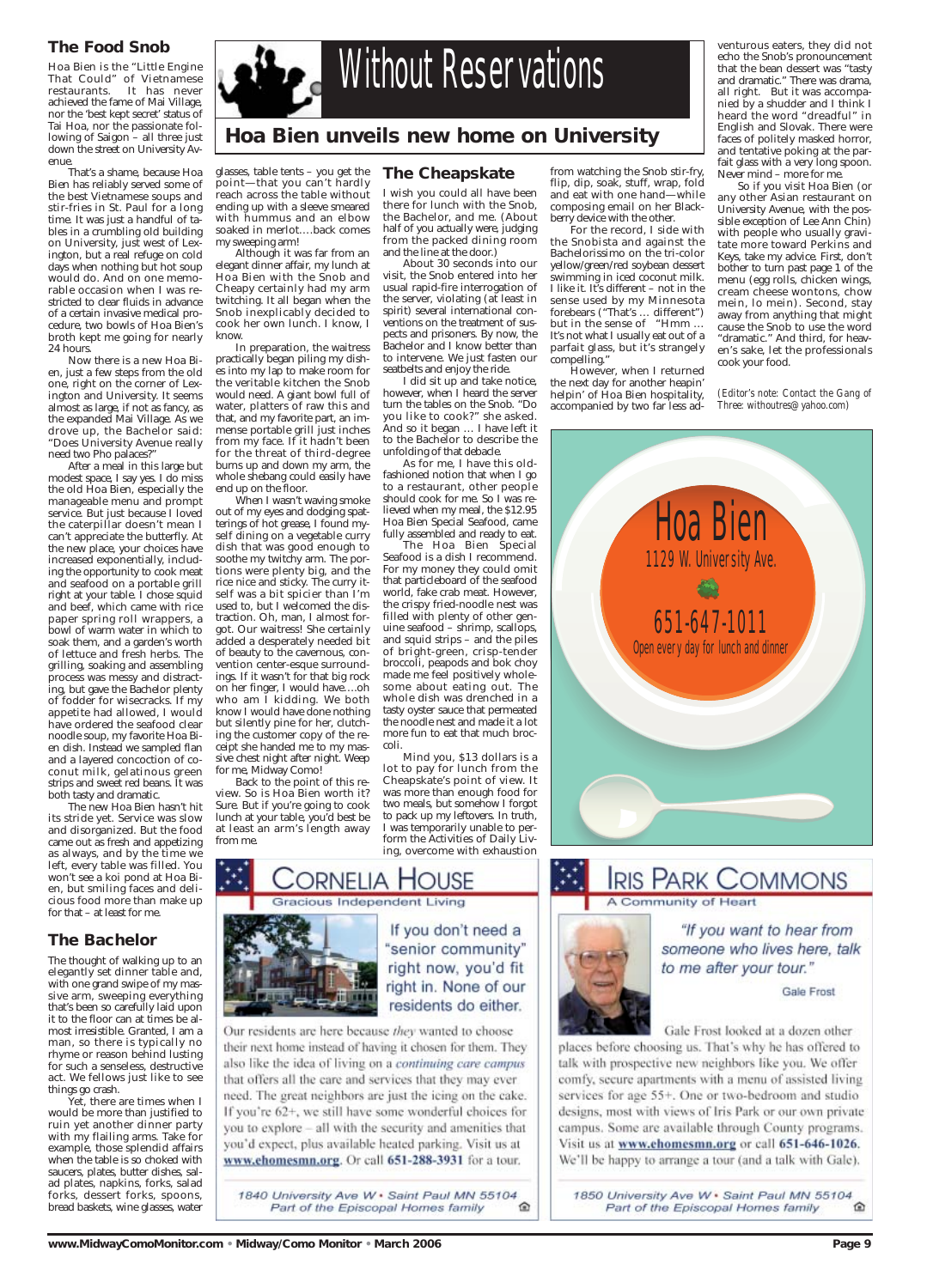# Without Reservations

## Hoa Bien unveils new home on University

### The Food Snob

Hoa Bien is the "Little Engine That Could" of Vietnamese restaurants. It has never achieved the fame of Mai Village, nor the 'best kept secret' status of Tai Hoa, nor the passionate following of Saigon – all three just down the street on University Avenue.

That's a shame, because Hoa Bien has reliably served some of the best Vietnamese soups and stir-fries in St. Paul for a long time. It was just a handful of tables in a crumbling old building on University, just west of Lexington, but a real refuge on cold days when nothing but hot soup would do. And on one memorable occasion when I was restricted to clear fluids in advance of a certain invasive medical procedure, two bowls of Hoa Bien's broth kept me going for nearly 24 hours.

Now there is a new Hoa Bien, just a few steps from the old one, right on the corner of Lexington and University. It seems almost as large, if not as fancy, as the expanded Mai Village. As we drove up, the Bachelor said: "Does University Avenue really need two Pho palaces?"

After a meal in this large but modest space, I say yes. I do miss the old Hoa Bien, especially the manageable menu and prompt service. But just because I loved the caterpillar doesn't mean I can't appreciate the butterfly. At the new place, your choices have increased exponentially, including the opportunity to cook meat and seafood on a portable grill right at your table. I chose squid and beef, which came with rice paper spring roll wrappers, a bowl of warm water in which to soak them, and a garden's worth of lettuce and fresh herbs. The grilling, soaking and assembling process was messy and distracting, but gave the Bachelor plenty of fodder for wisecracks. If my appetite had allowed, I would have ordered the seafood clear noodle soup, my favorite Hoa Bien dish. Instead we sampled flan and a layered concoction of coconut milk, gelatinous green strips and sweet red beans. It was both tasty and dramatic.

The new Hoa Bien hasn't hit its stride yet. Service was slow and disorganized. But the food came out as fresh and appetizing as always, and by the time we left, every table was filled. You won't see a koi pond at Hoa Bien, but smiling faces and delicious food more than make up for that – at least for me.

### The Bachelor

The thought of walking up to an elegantly set dinner table and, with one grand swipe of my massive arm, sweeping everything that's been so carefully laid upon it to the floor can at times be almost irresistible. Granted, I am a man, so there is typically no rhyme or reason behind lusting for such a senseless, destructive act. We fellows just like to see things go crash.

Yet, there are times when I would be more than justified to ruin yet another dinner party with my flailing arms. Take for example, those splendid affairs when the table is so choked with saucers, plates, butter dishes, salad plates, napkins, forks, salad forks, dessert forks, spoons, bread baskets, wine glasses, water glasses, table tents – you get the point—that you can't hardly reach across the table without ending up with a sleeve smeared with hummus and an elbow soaked in merlot....back comes my sweeping arm!

Although it was far from an elegant dinner affair, my lunch at Hoa Bien with the Snob and Cheapy certainly had my arm twitching. It all began when the Snob inexplicably decided to cook her own lunch. I know, I know.

In preparation, the waitress practically began piling my dishes into my lap to make room for the veritable kitchen the Snob would need. A giant bowl full of water, platters of raw this and that, and my favorite part, an immense portable grill just inches from my face. If it hadn't been for the threat of third-degree burns up and down my arm, the whole shebang could easily have end up on the floor.

When I wasn't waving smoke out of my eyes and dodging spatterings of hot grease, I found myself dining on a vegetable curry dish that was good enough to soothe my twitchy arm. The portions were plenty big, and the rice nice and sticky. The curry itself was a bit spicier than I'm used to, but I welcomed the distraction. Oh, man, I almost forgot. Our waitress! She certainly added a desperately needed bit of beauty to the cavernous, convention center-esque surroundings. If it wasn't for that big rock on her finger, I would have....oh who am I kidding. We both know I would have done nothing but silently pine for her, clutching the customer copy of the receipt she handed me to my massive chest night after night. Weep for me, Midway Como!

Back to the point of this review. So is Hoa Bien worth it? Sure. But if you're going to cook lunch at your table, you'd best be at least an arm's length away from me.

### The Cheapskate

I wish you could all have been there for lunch with the Snob, the Bachelor, and me. (About half of you actually were, judging from the packed dining room and the line at the door.)

About 30 seconds into our visit, the Snob entered into her usual rapid-fire interrogation of the server, violating (at least in spirit) several international conventions on the treatment of suspects and prisoners. By now, the Bachelor and I know better than to intervene. We just fasten our seatbelts and enjoy the ride.

I did sit up and take notice, however, when I heard the server turn the tables on the Snob. "Do you like to cook?" she asked. And so it began … I have left it to the Bachelor to describe the unfolding of that debacle.

As for me, I have this old-fashioned notion that when I go to a restaurant, other people should cook for me. So I was relieved when my meal, the $12.95 Hoa Bien Special Seafood, came fully assembled and ready to eat.

The Hoa Bien Special Seafood is a dish I recommend. For my money they could omit that particleboard of the seafood world, fake crab meat. However, the crispy fried-noodle nest was filled with plenty of other genuine seafood – shrimp, scallops, and squid strips – and the piles of bright-green, crisp-tender broccoli, peapods and bok choy made me feel positively wholesome about eating out. The whole dish was drenched in a tasty oyster sauce that permeated the noodle nest and made it a lot more fun to eat that much broccoli.

Mind you, $13 dollars is a lot to pay for lunch from the Cheapskate's point of view. It was more than enough food for two meals, but somehow I forgot to pack up my leftovers. In truth, I was temporarily unable to perform the Activities of Daily Living, overcome with exhaustion from watching the Snob stir-fry, flip, dip, soak, stuff, wrap, fold and eat with one hand—while composing email on her Blackberry device with the other.

For the record, I side with the Snobista and against the Bachelorissimo on the tri-color yellow/green/red soybean dessert swimming in iced coconut milk. I like it. It's different – not in the sense used by my Minnesota forebears ("That's … different") but in the sense of "Hmm … It's not what I usually eat out of a parfait glass, but it's strangely compelling."

However, when I returned the next day for another heapin' helpin' of Hoa Bien hospitality, accompanied by two far less adventurous eaters, they did not echo the Snob's pronouncement that the bean dessert was "tasty and dramatic." There was drama, all right. But it was accompanied by a shudder and I think I heard the word "dreadful" in English and Slovak. There were faces of politely masked horror, and tentative poking at the parfait glass with a very long spoon. Never mind – more for me.

So if you visit Hoa Bien (or any other Asian restaurant on University Avenue, with the possible exception of Lee Ann Chin) with people who usually gravitate more toward Perkins and Keys, take my advice. First, don't bother to turn past page 1 of the menu (egg rolls, chicken wings, cream cheese wontons, chow mein, lo mein). Second, stay away from anything that might cause the Snob to use the word "dramatic." And third, for heaven's sake, let the professionals cook your food.

*(Editor's note: Contact the Gang of Three: withoutres@yahoo.com)*

---

**Hoa Bien**
1129 W. University Ave.
651-647-1011
Open every day for lunch and dinner

---

**CORNELIA HOUSE**
Gracious Independent Living

If you don't need a "senior community" right now, you'd fit right in. None of our residents do either.

Our residents are here because *they* wanted to choose their next home instead of having it chosen for them. They also like the idea of living on a *continuing care campus* that offers all the care and services that they may ever need. The great neighbors are just the icing on the cake. If you're 62+, we still have some wonderful choices for you to explore – all with the security and amenities that you'd expect, plus available heated parking. Visit us at **www.ehomesmn.org**. Or call **651-288-3931** for a tour.

*1840 University Ave W • Saint Paul MN 55104*
*Part of the Episcopal Homes family*

---

**IRIS PARK COMMONS**
A Community of Heart

*"If you want to hear from someone who lives here, talk to me after your tour."*
Gale Frost

Gale Frost looked at a dozen other places before choosing us. That's why he has offered to talk with prospective new neighbors like you. We offer comfy, secure apartments with a menu of assisted living services for age 55+. One or two-bedroom and studio designs, most with views of Iris Park or our own private campus. Some are available through County programs. Visit us at **www.ehomesmn.org** or call **651-646-1026**. We'll be happy to arrange a tour (and a talk with Gale).

*1850 University Ave W • Saint Paul MN 55104*
*Part of the Episcopal Homes family*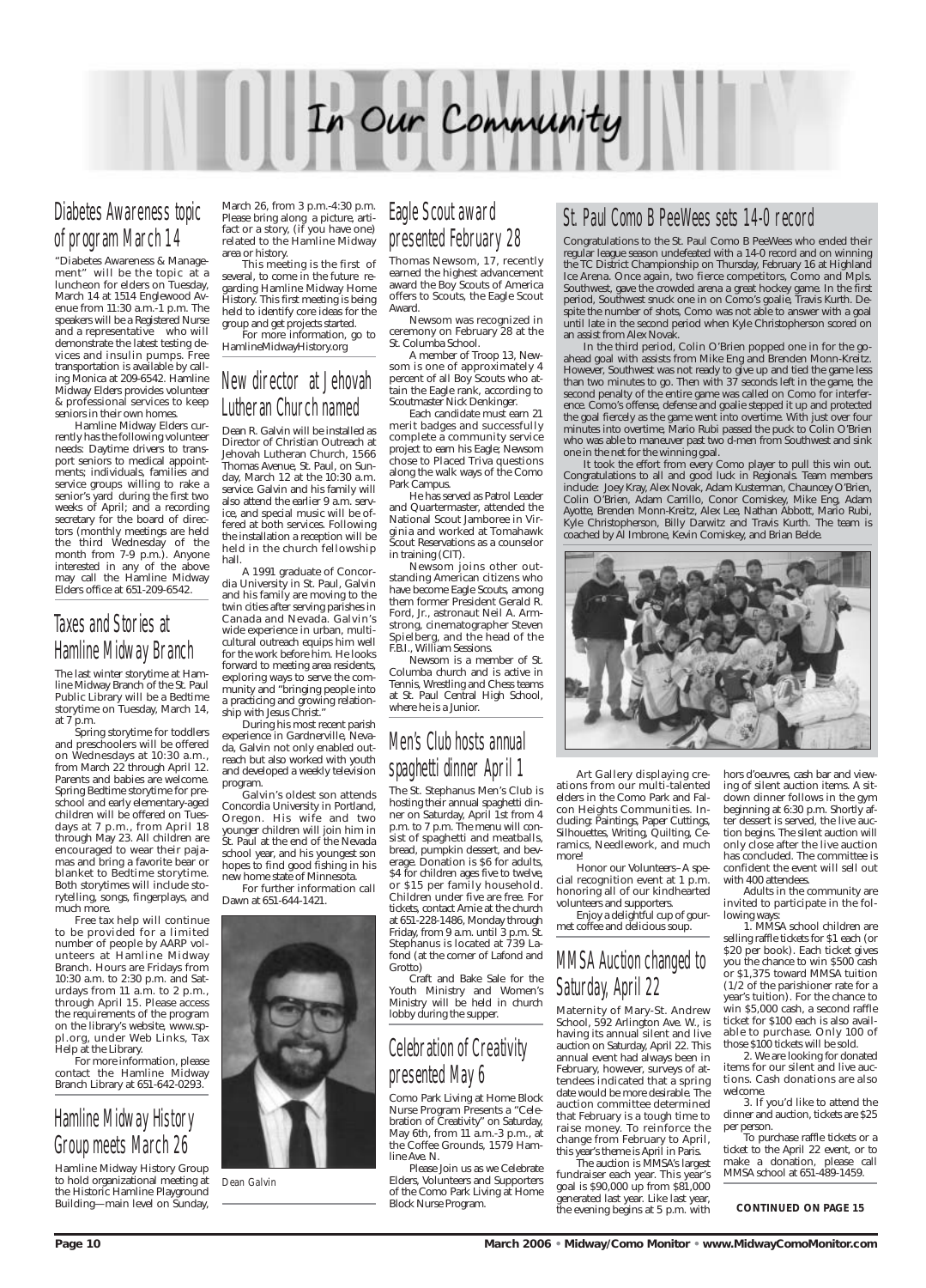# In Our Community

## Diabetes Awareness topic of program March 14

"Diabetes Awareness & Management" will be the topic at a luncheon for elders on Tuesday, March 14 at 1514 Englewood Avenue from 11:30 a.m.-1 p.m. The speakers will be a Registered Nurse and a representative who will demonstrate the latest testing devices and insulin pumps. Free transportation is available by calling Monica at 209-6542. Hamline Midway Elders provides volunteer & professional services to keep seniors in their own homes.

Hamline Midway Elders currently has the following volunteer needs: Daytime drivers to transport seniors to medical appointments; individuals, families and service groups willing to rake a senior's yard during the first two weeks of April; and a recording secretary for the board of directors (monthly meetings are held the third Wednesday of the month from 7-9 p.m.). Anyone interested in any of the above may call the Hamline Midway Elders office at 651-209-6542.

## Taxes and Stories at Hamline Midway Branch

The last winter storytime at Hamline Midway Branch of the St. Paul Public Library will be a Bedtime storytime on Tuesday, March 14, at 7 p.m.

Spring storytime for toddlers and preschoolers will be offered on Wednesdays at 10:30 a.m., from March 22 through April 12. Parents and babies are welcome. Spring Bedtime storytime for preschool and early elementary-aged children will be offered on Tuesdays at 7 p.m., from April 18 through May 23. All children are encouraged to wear their pajamas and bring a favorite bear or blanket to Bedtime storytime. Both storytimes will include storytelling, songs, fingerplays, and much more.

Free tax help will continue to be provided for a limited number of people by AARP volunteers at Hamline Midway Branch. Hours are Fridays from 10:30 a.m. to 2:30 p.m. and Saturdays from 11 a.m. to 2 p.m., through April 15. Please access the requirements of the program on the library's website, www.sppl.org, under Web Links, Tax Help at the Library.

For more information, please contact the Hamline Midway Branch Library at 651-642-0293.

## Hamline Midway History Group meets March 26

Hamline Midway History Group to hold organizational meeting at the Historic Hamline Playground Building—main level on Sunday, March 26, from 3 p.m.-4:30 p.m. Please bring along a picture, artifact or a story, (if you have one) related to the Hamline Midway area or history.

This meeting is the first of several, to come in the future regarding Hamline Midway Home History. This first meeting is being held to identify core ideas for the group and get projects started.

For more information, go to HamlineMidwayHistory.org

## New director at Jehovah Lutheran Church named

Dean R. Galvin will be installed as Director of Christian Outreach at Jehovah Lutheran Church, 1566 Thomas Avenue, St. Paul, on Sunday, March 12 at the 10:30 a.m. service. Galvin and his family will also attend the earlier 9 a.m. service, and special music will be offered at both services. Following the installation a reception will be held in the church fellowship hall.

A 1991 graduate of Concordia University in St. Paul, Galvin and his family are moving to the twin cities after serving parishes in Canada and Nevada. Galvin's wide experience in urban, multicultural outreach equips him well for the work before him. He looks forward to meeting area residents, exploring ways to serve the community and "bringing people into a practicing and growing relationship with Jesus Christ."

During his most recent parish experience in Gardnerville, Nevada, Galvin not only enabled outreach but also worked with youth and developed a weekly television program.

Galvin's oldest son attends Concordia University in Portland, Oregon. His wife and two younger children will join him in St. Paul at the end of the Nevada school year, and his youngest son hopes to find good fishing in his new home state of Minnesota.

For further information call Dawn at 651-644-1421.

*Dean Galvin*

## Eagle Scout award presented February 28

Thomas Newsom, 17, recently earned the highest advancement award the Boy Scouts of America offers to Scouts, the Eagle Scout Award.

Newsom was recognized in ceremony on February 28 at the St. Columba School.

A member of Troop 13, Newsom is one of approximately 4 percent of all Boy Scouts who attain the Eagle rank, according to Scoutmaster Nick Denkinger.

Each candidate must earn 21 merit badges and successfully complete a community service project to earn his Eagle; Newsom chose to Placed Triva questions along the walk ways of the Como Park Campus.

He has served as Patrol Leader and Quartermaster, attended the National Scout Jamboree in Virginia and worked at Tomahawk Scout Reservations as a counselor in training (CIT).

Newsom joins other outstanding American citizens who have become Eagle Scouts, among them former President Gerald R. Ford, Jr., astronaut Neil A. Armstrong, cinematographer Steven Spielberg, and the head of the F.B.I., William Sessions.

Newsom is a member of St. Columba church and is active in Tennis, Wrestling and Chess teams at St. Paul Central High School, where he is a Junior.

## Men's Club hosts annual spaghetti dinner April 1

The St. Stephanus Men's Club is hosting their annual spaghetti dinner on Saturday, April 1st from 4 p.m. to 7 p.m. The menu will consist of spaghetti and meatballs, bread, pumpkin dessert, and beverage. Donation is $6 for adults, $4 for children ages five to twelve, or $15 per family household. Children under five are free. For tickets, contact Arnie at the church at 651-228-1486, Monday through Friday, from 9 a.m. until 3 p.m. St. Stephanus is located at 739 Lafond (at the corner of Lafond and Grotto)

Craft and Bake Sale for the Youth Ministry and Women's Ministry will be held in church lobby during the supper.

## Celebration of Creativity presented May 6

Como Park Living at Home Block Nurse Program Presents a "Celebration of Creativity" on Saturday, May 6th, from 11 a.m.-3 p.m., at the Coffee Grounds, 1579 Hamline Ave N.

Please Join us as we Celebrate Elders, Volunteers and Supporters of the Como Park Living at Home Block Nurse Program.

Art Gallery displaying creations from our multi-talented elders in the Como Park and Falcon Heights Communities. Including: Paintings, Paper Cuttings, Silhouettes, Writing, Quilting, Ceramics, Needlework, and much more!

Honor our Volunteers–A special recognition event at 1 p.m. honoring all of our kindhearted volunteers and supporters.

Enjoy a delightful cup of gourmet coffee and delicious soup.

## St. Paul Como B PeeWees sets 14-0 record

Congratulations to the St. Paul Como B PeeWees who ended their regular league season undefeated with a 14-0 record and on winning the TC District Championship on Thursday, February 16 at Highland Ice Arena. Once again, two fierce competitors, Como and Mpls. Southwest, gave the crowded arena a great hockey game. In the first period, Southwest snuck one in on Como's goalie, Travis Kurth. Despite the number of shots, Como was not able to answer with a goal until late in the second period when Kyle Christopherson scored on an assist from Alex Novak.

In the third period, Colin O'Brien popped one in for the go-ahead goal with assists from Mike Eng and Brenden Monn-Kreitz. However, Southwest was not ready to give up and tied the game less than two minutes to go. Then with 37 seconds left in the game, the second penalty of the entire game was called on Como for interference. Como's offense, defense and goalie stepped it up and protected the goal fiercely as the game went into overtime. With just over four minutes into overtime, Mario Rubi passed the puck to Colin O'Brien who was able to maneuver past two d-men from Southwest and sink one in the net for the winning goal.

It took the effort from every Como player to pull this win out. Congratulations to all and good luck in Regionals. Team members include: Joey Kray, Alex Novak, Adam Kusterman, Chauncey O'Brien, Colin O'Brien, Adam Carrillo, Conor Comiskey, Mike Eng, Adam Ayotte, Brenden Monn-Kreitz, Alex Lee, Nathan Abbott, Mario Rubi, Kyle Christopherson, Billy Darwitz and Travis Kurth. The team is coached by Al Imbrone, Kevin Comiskey, and Brian Belde.

## MMSA Auction changed to Saturday, April 22

Maternity of Mary-St. Andrew School, 592 Arlington Ave. W., is having its annual silent and live auction on Saturday, April 22. This annual event had always been in February, however, surveys of attendees indicated that a spring date would be more desirable. The auction committee determined that February is a tough time to raise money. To reinforce the change from February to April, this year's theme is April in Paris.

The auction is MMSA's largest fundraiser each year. This year's goal is $90,000 up from $81,000 generated last year. Like last year, the evening begins at 5 p.m. with hors d'oeuvres, cash bar and viewing of silent auction items. A sit-down dinner follows in the gym beginning at 6:30 p.m. Shortly after dessert is served, the live auction begins. The silent auction will only close after the live auction has concluded. The committee is confident the event will sell out with 400 attendees.

Adults in the community are invited to participate in the following ways:

1. MMSA school children are selling raffle tickets for $1 each (or $20 per book). Each ticket gives you the chance to win $500 cash or $1,375 toward MMSA tuition (1/2 of the parishioner rate for a year's tuition). For the chance to win $5,000 cash, a second raffle ticket for $100 each is also available to purchase. Only 100 of those $100 tickets will be sold.

2. We are looking for donated items for our silent and live auctions. Cash donations are also welcome.

3. If you'd like to attend the dinner and auction, tickets are $25 per person.

To purchase raffle tickets or a ticket to the April 22 event, or to make a donation, please call MMSA school at 651-489-1459.

**CONTINUED ON PAGE 15**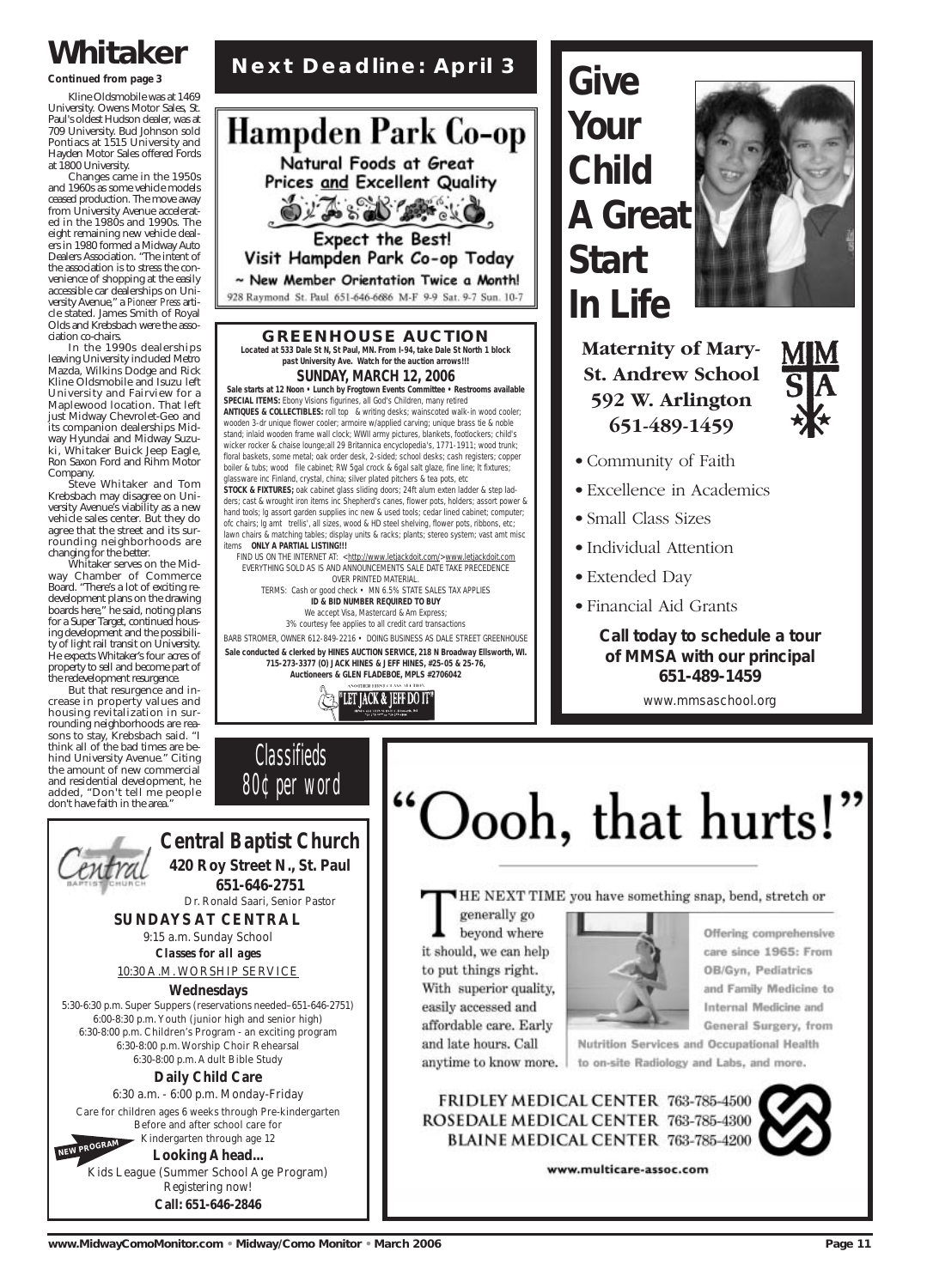# Whitaker

**Continued from page 3**

Kline Oldsmobile was at 1469 University. Owens Motor Sales, St. Paul's oldest Hudson dealer, was at 709 University. Bud Johnson sold Pontiacs at 1515 University and Hayden Motor Sales offered Fords at 1800 University.

Changes came in the 1950s and 1960s as some vehicle models ceased production. The move away from University Avenue accelerated in the 1980s and 1990s. The eight remaining new vehicle dealers in 1980 formed a Midway Auto Dealers Association. "The intent of the association is to stress the convenience of shopping at the easily accessible car dealerships on University Avenue," a *Pioneer Press* article stated. James Smith of Royal Olds and Krebsbach were the association co-chairs.

In the 1990s dealerships leaving University included Metro Mazda, Wilkins Dodge and Rick Kline Oldsmobile and Isuzu left University and Fairview for a Maplewood location. That left just Midway Chevrolet-Geo and its companion dealerships Midway Hyundai and Midway Suzuki, Whitaker Buick Jeep Eagle, Ron Saxon Ford and Rihm Motor Company.

Steve Whitaker and Tom Krebsbach may disagree on University Avenue's viability as a new vehicle sales center. But they do agree that the street and its surrounding neighborhoods are changing for the better.

Whitaker serves on the Midway Chamber of Commerce Board. "There's a lot of exciting redevelopment plans on the drawing boards here," he said, noting plans for a Super Target, continued housing development and the possibility of light rail transit on University. He expects Whitaker's four acres of property to sell and become part of the redevelopment resurgence.

But that resurgence and increase in property values and housing revitalization in surrounding neighborhoods are reasons to stay, Krebsbach said. "I think all of the bad times are behind University Avenue." Citing the amount of new commercial and residential development, he added, "Don't tell me people don't have faith in the area."

## Next Deadline: April 3

# Hampden Park Co-op

Natural Foods at Great Prices **and** Excellent Quality

Expect the Best!
Visit Hampden Park Co-op Today

~ New Member Orientation Twice a Month!

928 Raymond St. Paul 651-646-6686 M-F 9-9 Sat. 9-7 Sun. 10-7

## GREENHOUSE AUCTION

**Located at 533 Dale St N, St Paul, MN. From I-94, take Dale St North 1 block past University Ave. Watch for the auction arrows!!!**

**SUNDAY, MARCH 12, 2006**

**Sale starts at 12 Noon • Lunch by Frogtown Events Committee • Restrooms available**

**SPECIAL ITEMS:** Ebony Visions figurines, all God's Children, many retired

**ANTIQUES & COLLECTIBLES:** roll top & writing desks; wainscoted walk-in wood cooler; wooden 3-dr unique flower cooler; armoire w/applied carving; unique brass tie & noble stand; inlaid wooden frame wall clock; WWII army pictures, blankets, footlockers; child's wicker rocker & chaise lounge;all 29 Britannica encyclopedia's, 1771-1911; wood trunk; floral baskets, some metal; oak order desk, 2-sided; school desks; cash registers; copper boiler & tubs; wood file cabinet; RW 5gal crock & 6gal salt glaze, fine line; lt fixtures; glassware inc Finland, crystal, china; silver plated pitchers & tea pots, etc

**STOCK & FIXTURES;** oak cabinet glass sliding doors; 24ft alum exten ladder & step ladders; cast & wrought iron items inc Shepherd's canes, flower pots, holders; assort power & hand tools; lg assort garden supplies inc new & used tools; cedar lined cabinet; computer; ofc chairs; lg amt trellis', all sizes, wood & HD steel shelving, flower pots, ribbons, etc; lawn chairs & matching tables; display units & racks; plants; stereo system; vast amt misc items **ONLY A PARTIAL LISTING!!!**

FIND US ON THE INTERNET AT: <http://www.letjackdoit.com/>www.letjackdoit.com

EVERYTHING SOLD AS IS AND ANNOUNCEMENTS SALE DATE TAKE PRECEDENCE OVER PRINTED MATERIAL.

TERMS: Cash or good check • MN 6.5% STATE SALES TAX APPLIES

**ID & BID NUMBER REQUIRED TO BUY**

We accept Visa, Mastercard & Am Express;
3% courtesy fee applies to all credit card transactions

BARB STROMER, OWNER 612-849-2216 • DOING BUSINESS AS DALE STREET GREENHOUSE

**Sale conducted & clerked by HINES AUCTION SERVICE, 218 N Broadway Ellsworth, WI. 715-273-3377 (O) JACK HINES & JEFF HINES, #25-05 & 25-76, Auctioneers & GLEN FLADEBOE, MPLS #2706042**

"LET JACK & JEFF DO IT"

# Give Your Child A Great Start In Life

**Maternity of Mary-St. Andrew School**
**592 W. Arlington**
**651-489-1459**

- Community of Faith
- Excellence in Academics
- Small Class Sizes
- Individual Attention
- Extended Day
- Financial Aid Grants

**Call today to schedule a tour of MMSA with our principal 651-489-1459**

www.mmsaschool.org

## Classifieds 80¢ per word

## Central Baptist Church

**420 Roy Street N., St. Paul**
**651-646-2751**
Dr. Ronald Saari, Senior Pastor

**SUNDAYS AT CENTRAL**

9:15 a.m. Sunday School
***Classes for all ages***
10:30 A.M. WORSHIP SERVICE

**Wednesdays**

5:30-6:30 p.m. Super Suppers (reservations needed–651-646-2751)
6:00-8:30 p.m. Youth (junior high and senior high)
6:30-8:00 p.m. Children's Program - an exciting program
6:30-8:00 p.m. Worship Choir Rehearsal
6:30-8:00 p.m. Adult Bible Study

**Daily Child Care**

6:30 a.m. - 6:00 p.m. Monday-Friday
Care for children ages 6 weeks through Pre-kindergarten
Before and after school care for Kindergarten through age 12

NEW PROGRAM

**Looking Ahead...**

Kids League (Summer School Age Program)
Registering now!
**Call: 651-646-2846**

# "Oooh, that hurts!"

THE NEXT TIME you have something snap, bend, stretch or generally go beyond where it should, we can help to put things right. With superior quality, easily accessed and affordable care. Early and late hours. Call anytime to know more.

Offering comprehensive care since 1965: From OB/Gyn, Pediatrics and Family Medicine to Internal Medicine and General Surgery, from Nutrition Services and Occupational Health to on-site Radiology and Labs, and more.

FRIDLEY MEDICAL CENTER 763-785-4500
ROSEDALE MEDICAL CENTER 763-785-4300
BLAINE MEDICAL CENTER 763-785-4200

www.multicare-assoc.com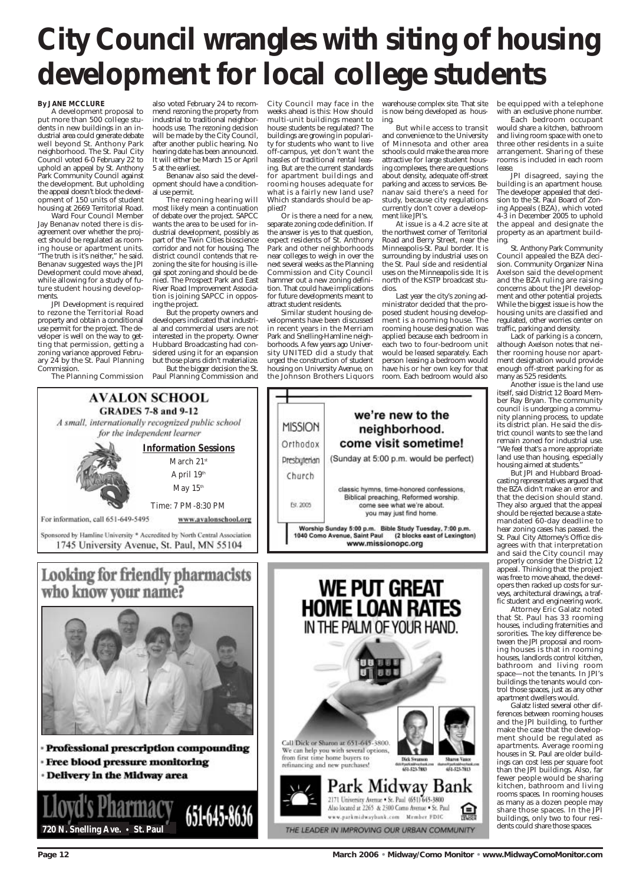# City Council wrangles with siting of housing development for local college students

**By JANE MCCLURE**

A development proposal to put more than 500 college students in new buildings in an industrial area could generate debate well beyond St. Anthony Park neighborhood. The St. Paul City Council voted 6-0 February 22 to uphold an appeal by St. Anthony Park Community Council against the development. But upholding the appeal doesn't block the development of 150 units of student housing at 2669 Territorial Road.

Ward Four Council Member Jay Benanav noted there is disagreement over whether the project should be regulated as rooming house or apartment units. "The truth is it's neither," he said. Benanav suggested ways the JPI Development could move ahead, while allowing for a study of future student housing developments.

JPI Development is required to rezone the Territorial Road property and obtain a conditional use permit for the project. The developer is well on the way to getting that permission, getting a zoning variance approved February 24 by the St. Paul Planning Commission.

The Planning Commission also voted February 24 to recommend rezoning the property from industrial to traditional neighborhoods use. The rezoning decision will be made by the City Council, after another public hearing. No hearing date has been announced. It will either be March 15 or April 5 at the earliest.

Benanav also said the development should have a conditional use permit.

The rezoning hearing will most likely mean a continuation of debate over the project. SAPCC wants the area to be used for industrial development, possibly as part of the Twin Cities bioscience corridor and not for housing. The district council contends that rezoning the site for housing is illegal spot zoning and should be denied. The Prospect Park and East River Road Improvement Association is joining SAPCC in opposing the project.

But the property owners and developers indicated that industrial and commercial users are not interested in the property. Owner Hubbard Broadcasting had considered using it for an expansion but those plans didn't materialize.

But the bigger decision the St. Paul Planning Commission and City Council may face in the weeks ahead is this: How should multi-unit buildings meant to house students be regulated? The buildings are growing in popularity for students who want to live off-campus, yet don't want the hassles of traditional rental leasing. But are the current standards for apartment buildings and rooming houses adequate for what is a fairly new land use? Which standards should be applied?

Or is there a need for a new, separate zoning code definition. If the answer is yes to that question, expect residents of St. Anthony Park and other neighborhoods near colleges to weigh in over the next several weeks as the Planning Commission and City Council hammer out a new zoning definition. That could have implications for future developments meant to attract student residents.

Similar student housing developments have been discussed in recent years in the Merriam Park and Snelling-Hamline neighborhoods. A few years ago University UNITED did a study that urged the construction of student housing on University Avenue, on the Johnson Brothers Liquors warehouse complex site. That site is now being developed as housing.

But while access to transit and convenience to the University of Minnesota and other area schools could make the area more attractive for large student housing complexes, there are questions about density, adequate off-street parking and access to services. Benanav said there's a need for study, because city regulations currently don't cover a development like JPI's.

At issue is a 4.2 acre site at the northwest corner of Territorial Road and Berry Street, near the Minneapolis-St. Paul border. It is surrounding by industrial uses on the St. Paul side and residential uses on the Minneapolis side. It is north of the KSTP broadcast studios.

Last year the city's zoning administrator decided that the proposed student housing development is a rooming house. The rooming house designation was applied because each bedroom in each two to four-bedroom unit would be leased separately. Each person leasing a bedroom would have his or her own key for that room. Each bedroom would also be equipped with a telephone with an exclusive phone number.

Each bedroom occupant would share a kitchen, bathroom and living room space with one to three other residents in a suite arrangement. Sharing of these rooms is included in each room lease.

JPI disagreed, saying the building is an apartment house. The developer appealed that decision to the St. Paul Board of Zoning Appeals (BZA), which voted 4-3 in December 2005 to uphold the appeal and designate the property as an apartment building.

St. Anthony Park Community Council appealed the BZA decision. Community Organizer Nina Axelson said the development and the BZA ruling are raising concerns about the JPI development and other potential projects. While the biggest issue is how the housing units are classified and regulated, other worries center on traffic, parking and density.

Lack of parking is a concern, although Axelson notes that neither rooming house nor apartment designation would provide enough off-street parking for as many as 525 residents.

Another issue is the land use itself, said District 12 Board Member Ray Bryan. The community council is undergoing a community planning process, to update its district plan. He said the district council wants to see the land remain zoned for industrial use. "We feel that's a more appropriate land use than housing, especially housing aimed at students."

But JPI and Hubbard Broadcasting representatives argued that the BZA didn't make an error and that the decision should stand. They also argued that the appeal should be rejected because a state-mandated 60-day deadline to hear zoning cases has passed. the St. Paul City Attorney's Office disagrees with that interpretation and said the City council may properly consider the District 12 appeal. Thinking that the project was free to move ahead, the developers then racked up costs for surveys, architectural drawings, a traffic student and engineering work.

Attorney Eric Galatz noted that St. Paul has 33 rooming houses, including fraternities and sororities. The key difference between the JPI proposal and rooming houses is that in rooming houses, landlords control kitchen, bathroom and living room space—not the tenants. In JPI's buildings the tenants would control those spaces, just as any other apartment dwellers would.

Galatz listed several other differences between rooming houses and the JPI building, to further make the case that the development should be regulated as apartments. Average rooming houses in St. Paul are older buildings can cost less per square foot than the JPI buildings. Also, far fewer people would be sharing kitchen, bathroom and living rooms spaces. In rooming houses as many as a dozen people may share those spaces. In the JPI buildings, only two to four residents could share those spaces.

---

**AVALON SCHOOL**
**GRADES 7-8 and 9-12**
*A small, internationally recognized public school for the independent learner*

**Information Sessions**
March 21st
April 19th
May 15th
Time: 7 PM-8:30 PM

For information, call 651-649-5495 www.avalonschool.org

Sponsored by Hamline University • Accredited by North Central Association
1745 University Avenue, St. Paul, MN 55104

---

MISSION Orthodox Presbyterian Church
Est. 2005

**we're new to the neighborhood. come visit sometime!**
(Sunday at 5:00 p.m. would be perfect)

classic hymns, time-honored confessions, Biblical preaching, Reformed worship. come see what we're about. you may just find home.

Worship Sunday 5:00 p.m. Bible Study Tuesday, 7:00 p.m.
1040 Como Avenue, Saint Paul (2 blocks east of Lexington)
www.missionopc.org

---

**Looking for friendly pharmacists who know your name?**

- Professional prescription compounding
- Free blood pressure monitoring
- Delivery in the Midway area

**Lloyd's Pharmacy** 651-645-8636
720 N. Snelling Ave. • St. Paul

---

**WE PUT GREAT HOME LOAN RATES IN THE PALM OF YOUR HAND.**

Call Dick or Sharon at 651-645-3800. We can help you with several options, from first time home buyers to refinancing and new purchases!

Dick Swanson 651-523-7883
Sharon Vance 651-523-7813

**Park Midway Bank**
2171 University Avenue • St. Paul (651) 645-3800
Also located at 2265 & 2300 Como Avenue • St. Paul
www.parkmidwaybank.com Member FDIC

THE LEADER IN IMPROVING OUR URBAN COMMUNITY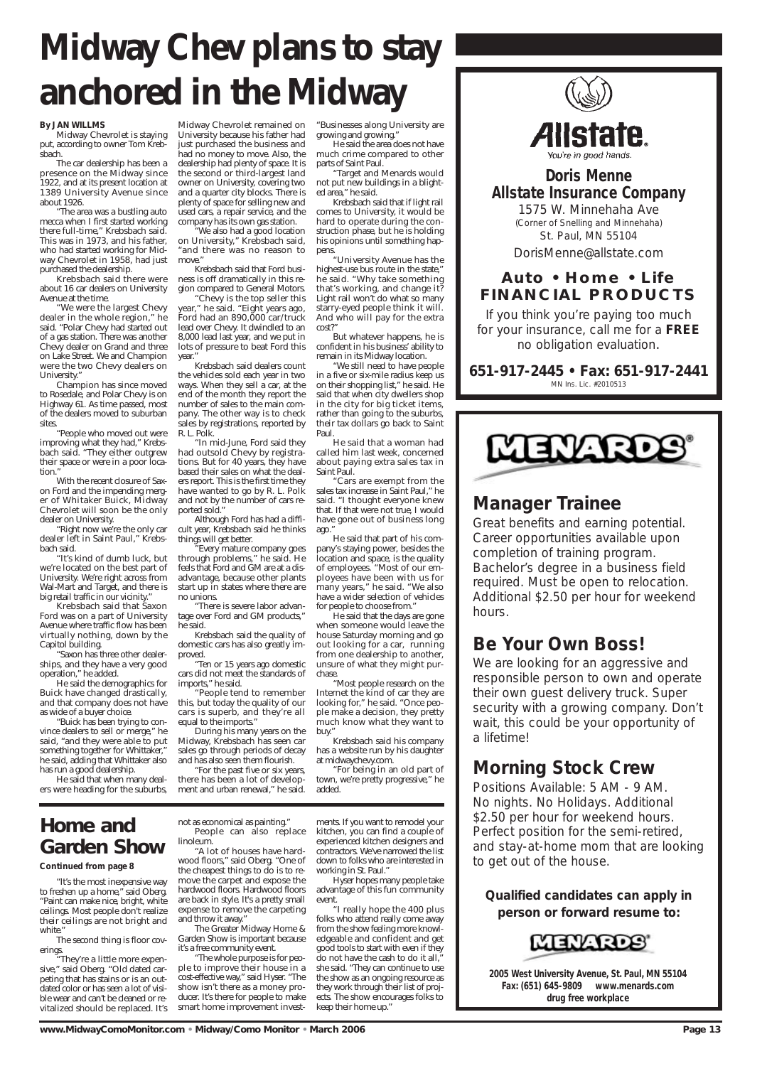# Midway Chev plans to stay anchored in the Midway

**By JAN WILLMS**

Midway Chevrolet is staying put, according to owner Tom Krebsbach.

The car dealership has been a presence on the Midway since 1922, and at its present location at 1389 University Avenue since about 1926.

"The area was a bustling auto mecca when I first started working there full-time," Krebsbach said. This was in 1973, and his father, who had started working for Midway Chevrolet in 1958, had just purchased the dealership.

Krebsbach said there were about 16 car dealers on University Avenue at the time.

"We were the largest Chevy dealer in the whole region," he said. "Polar Chevy had started out of a gas station. There was another Chevy dealer on Grand and three on Lake Street. We and Champion were the two Chevy dealers on University."

Champion has since moved to Rosedale, and Polar Chevy is on Highway 61. As time passed, most of the dealers moved to suburban sites.

"People who moved out were improving what they had," Krebsbach said. "They either outgrew their space or were in a poor location."

With the recent closure of Saxon Ford and the impending merger of Whitaker Buick, Midway Chevrolet will soon be the only dealer on University.

"Right now we're the only car dealer left in Saint Paul," Krebsbach said.

"It's kind of dumb luck, but we're located on the best part of University. We're right across from Wal-Mart and Target, and there is big retail traffic in our vicinity."

Krebsbach said that Saxon Ford was on a part of University Avenue where traffic flow has been virtually nothing, down by the Capitol building.

"Saxon has three other dealerships, and they have a very good operation," he added.

He said the demographics for Buick have changed drastically, and that company does not have as wide of a buyer choice.

"Buick has been trying to convince dealers to sell or merge," he said, "and they were able to put something together for Whittaker," he said, adding that Whittaker also has run a good dealership.

He said that when many dealers were heading for the suburbs, Midway Chevrolet remained on University because his father had just purchased the business and had no money to move. Also, the dealership had plenty of space. It is the second or third-largest land owner on University, covering two and a quarter city blocks. There is plenty of space for selling new and used cars, a repair service, and the company has its own gas station.

"We also had a good location on University," Krebsbach said, "and there was no reason to move."

Krebsbach said that Ford business is off dramatically in this region compared to General Motors.

"Chevy is the top seller this year," he said. "Eight years ago, Ford had an 890,000 car/truck lead over Chevy. It dwindled to an 8,000 lead last year, and we put in lots of pressure to beat Ford this year."

Krebsbach said dealers count the vehicles sold each year in two ways. When they sell a car, at the end of the month they report the number of sales to the main company. The other way is to check sales by registrations, reported by R. L. Polk.

"In mid-June, Ford said they had outsold Chevy by registrations. But for 40 years, they have based their sales on what the dealers report. This is the first time they have wanted to go by R. L. Polk and not by the number of cars reported sold."

Although Ford has had a difficult year, Krebsbach said he thinks things will get better.

"Every mature company goes through problems," he said. He feels that Ford and GM are at a disadvantage, because other plants start up in states where there are no unions.

"There is severe labor advantage over Ford and GM products," he said.

Krebsbach said the quality of domestic cars has also greatly improved.

"Ten or 15 years ago domestic cars did not meet the standards of imports," he said.

"People tend to remember this, but today the quality of our cars is superb, and they're all equal to the imports."

During his many years on the Midway, Krebsbach has seen car sales go through periods of decay and has also seen them flourish.

"For the past five or six years, there has been a lot of development and urban renewal," he said. "Businesses along University are growing and growing."

He said the area does not have much crime compared to other parts of Saint Paul.

"Target and Menards would not put new buildings in a blighted area," he said.

Krebsbach said that if light rail comes to University, it would be hard to operate during the construction phase, but he is holding his opinions until something happens.

"University Avenue has the highest-use bus route in the state," he said. "Why take something that's working, and change it? Light rail won't do what so many starry-eyed people think it will. And who will pay for the extra cost?"

But whatever happens, he is confident in his business' ability to remain in its Midway location.

"We still need to have people in a five or six-mile radius keep us on their shopping list," he said. He said that when city dwellers shop in the city for big ticket items, rather than going to the suburbs, their tax dollars go back to Saint Paul.

He said that a woman had called him last week, concerned about paying extra sales tax in Saint Paul.

"Cars are exempt from the sales tax increase in Saint Paul," he said. "I thought everyone knew that. If that were not true, I would have gone out of business long ago."

He said that part of his company's staying power, besides the location and space, is the quality of employees. "Most of our employees have been with us for many years," he said. "We also have a wider selection of vehicles for people to choose from."

He said that the days are gone when someone would leave the house Saturday morning and go out looking for a car, running from one dealership to another, unsure of what they might purchase.

"Most people research on the Internet the kind of car they are looking for," he said. "Once people make a decision, they pretty much know what they want to buy."

Krebsbach said his company has a website run by his daughter at midwaychevy.com.

"For being in an old part of town, we're pretty progressive," he added.

# Home and Garden Show

**Continued from page 8**

"It's the most inexpensive way to freshen up a home," said Oberg. "Paint can make nice, bright, white ceilings. Most people don't realize their ceilings are not bright and white."

The second thing is floor coverings.

"They're a little more expensive," said Oberg. "Old dated carpeting that has stains or is an outdated color or has seen a lot of visible wear and can't be cleaned or revitalized should be replaced. It's not as economical as painting."

People can also replace linoleum.

"A lot of houses have hardwood floors," said Oberg. "One of the cheapest things to do is to remove the carpet and expose the hardwood floors. Hardwood floors are back in style. It's a pretty small expense to remove the carpeting and throw it away."

The Greater Midway Home & Garden Show is important because it's a free community event.

"The whole purpose is for people to improve their house in a cost-effective way," said Hyser. "The show isn't there as a money producer. It's there for people to make smart home improvement investments. If you want to remodel your kitchen, you can find a couple of experienced kitchen designers and contractors. We've narrowed the list down to folks who are interested in working in St. Paul."

Hyser hopes many people take advantage of this fun community event.

"I really hope the 400 plus folks who attend really come away from the show feeling more knowledgeable and confident and get good tools to start with even if they do not have the cash to do it all," she said. "They can continue to use the show as an ongoing resource as they work through their list of projects. The show encourages folks to keep their home up."

---

**Allstate.** You're in good hands.

**Doris Menne**
**Allstate Insurance Company**
1575 W. Minnehaha Ave
(Corner of Snelling and Minnehaha)
St. Paul, MN 55104
DorisMenne@allstate.com

**Auto • Home • Life**
**FINANCIAL PRODUCTS**

If you think you're paying too much for your insurance, call me for a **FREE** no obligation evaluation.

**651-917-2445 • Fax: 651-917-2441**
MN Ins. Lic. #2010513

---

**MENARDS®**

## Manager Trainee

Great benefits and earning potential. Career opportunities available upon completion of training program. Bachelor's degree in a business field required. Must be open to relocation. Additional $2.50 per hour for weekend hours.

## Be Your Own Boss!

We are looking for an aggressive and responsible person to own and operate their own guest delivery truck. Super security with a growing company. Don't wait, this could be your opportunity of a lifetime!

## Morning Stock Crew

Positions Available: 5 AM - 9 AM. No nights. No Holidays. Additional $2.50 per hour for weekend hours. Perfect position for the semi-retired, and stay-at-home mom that are looking to get out of the house.

**Qualified candidates can apply in person or forward resume to:**

**MENARDS®**

**2005 West University Avenue, St. Paul, MN 55104**
**Fax: (651) 645-9809 www.menards.com**
**drug free workplace**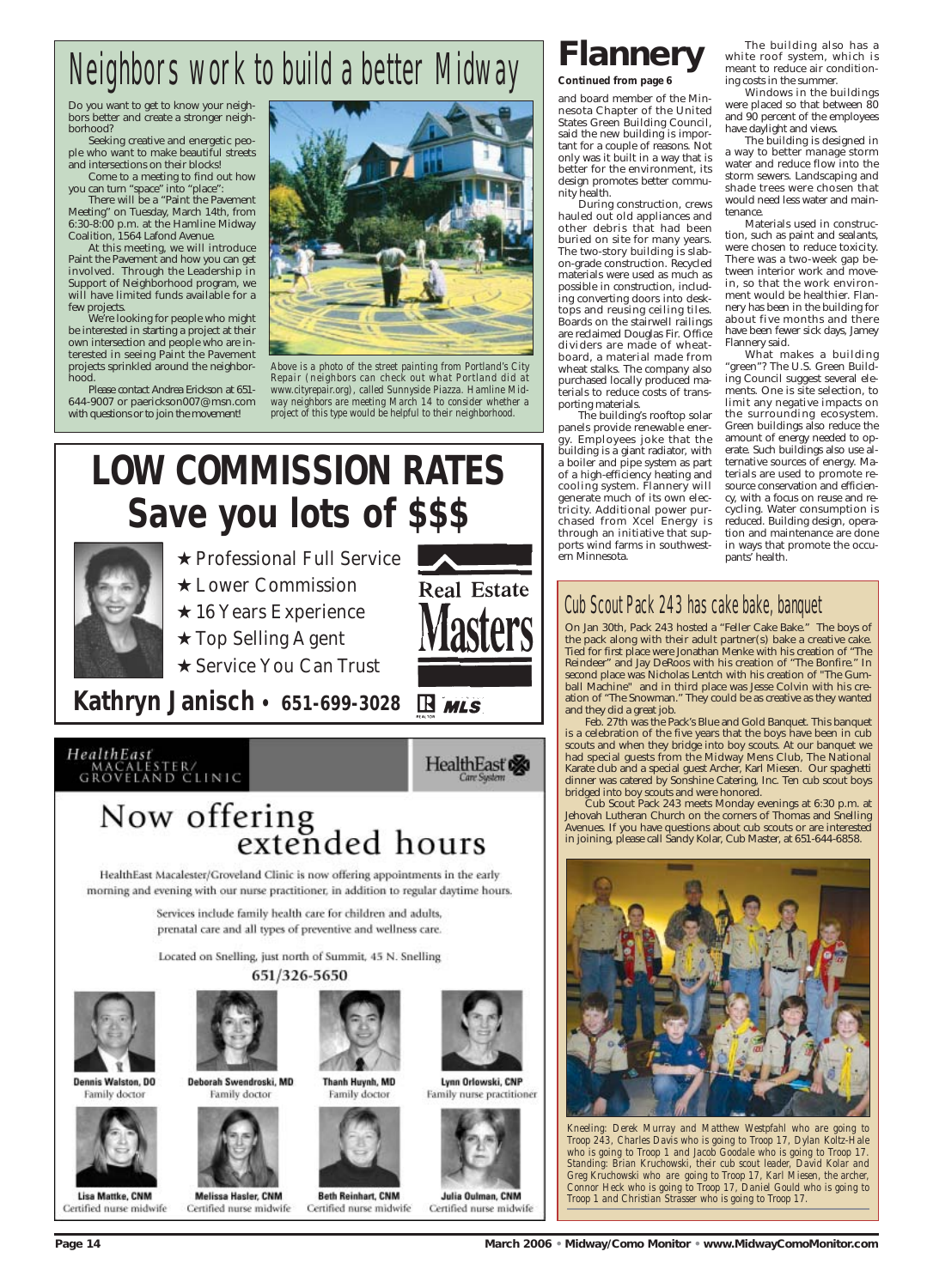# Neighbors work to build a better Midway

Do you want to get to know your neighbors better and create a stronger neighborhood?

Seeking creative and energetic people who want to make beautiful streets and intersections on their blocks!

Come to a meeting to find out how you can turn "space" into "place":

There will be a "Paint the Pavement Meeting" on Tuesday, March 14th, from 6:30-8:00 p.m. at the Hamline Midway Coalition, 1564 Lafond Avenue.

At this meeting, we will introduce Paint the Pavement and how you can get involved. Through the Leadership in Support of Neighborhood program, we will have limited funds available for a few projects.

We're looking for people who might be interested in starting a project at their own intersection and people who are interested in seeing Paint the Pavement projects sprinkled around the neighborhood.

Please contact Andrea Erickson at 651-644-9007 or paerickson007@msn.com with questions or to join the movement!

*Above is a photo of the street painting from Portland's City Repair (neighbors can check out what Portland did at www.cityrepair.org), called Sunnyside Piazza. Hamline Midway neighbors are meeting March 14 to consider whether a project of this type would be helpful to their neighborhood.*

# LOW COMMISSION RATES Save you lots of $$$

- ★ Professional Full Service
- ★ Lower Commission
- ★ 16 Years Experience
- ★ Top Selling Agent
- ★ Service You Can Trust

Real Estate Masters

**Kathryn Janisch • 651-699-3028**

MLS

HealthEast MACALESTER/GROVELAND CLINIC

HealthEast Care System

# Now offering extended hours

HealthEast Macalester/Groveland Clinic is now offering appointments in the early morning and evening with our nurse practitioner, in addition to regular daytime hours.

Services include family health care for children and adults, prenatal care and all types of preventive and wellness care.

Located on Snelling, just north of Summit, 45 N. Snelling

651/326-5650

**Dennis Walston, DO** Family doctor

**Deborah Swendroski, MD** Family doctor

**Thanh Huynh, MD** Family doctor

**Lynn Orlowski, CNP** Family nurse practitioner

**Lisa Mattke, CNM** Certified nurse midwife

**Melissa Hasler, CNM** Certified nurse midwife

**Beth Reinhart, CNM** Certified nurse midwife

**Julia Oulman, CNM** Certified nurse midwife

# Flannery

**Continued from page 6**

and board member of the Minnesota Chapter of the United States Green Building Council, said the new building is important for a couple of reasons. Not only was it built in a way that is better for the environment, its design promotes better community health.

During construction, crews hauled out old appliances and other debris that had been buried on site for many years. The two-story building is slab-on-grade construction. Recycled materials were used as much as possible in construction, including converting doors into desktops and reusing ceiling tiles. Boards on the stairwell railings are reclaimed Douglas Fir. Office dividers are made of wheatboard, a material made from wheat stalks. The company also purchased locally produced materials to reduce costs of transporting materials.

The building's rooftop solar panels provide renewable energy. Employees joke that the building is a giant radiator, with a boiler and pipe system as part of a high-efficiency heating and cooling system. Flannery will generate much of its own electricity. Additional power purchased from Xcel Energy is through an initiative that supports wind farms in southwestern Minnesota.

The building also has a white roof system, which is meant to reduce air conditioning costs in the summer.

Windows in the buildings were placed so that between 80 and 90 percent of the employees have daylight and views.

The building is designed in a way to better manage storm water and reduce flow into the storm sewers. Landscaping and shade trees were chosen that would need less water and maintenance.

Materials used in construction, such as paint and sealants, were chosen to reduce toxicity. There was a two-week gap between interior work and move-in, so that the work environment would be healthier. Flannery has been in the building for about five months and there have been fewer sick days, Jamey Flannery said.

What makes a building "green"? The U.S. Green Building Council suggest several elements. One is site selection, to limit any negative impacts on the surrounding ecosystem. Green buildings also reduce the amount of energy needed to operate. Such buildings also use alternative sources of energy. Materials are used to promote resource conservation and efficiency, with a focus on reuse and recycling. Water consumption is reduced. Building design, operation and maintenance are done in ways that promote the occupants' health.

## Cub Scout Pack 243 has cake bake, banquet

On Jan 30th, Pack 243 hosted a "Feller Cake Bake." The boys of the pack along with their adult partner(s) bake a creative cake. Tied for first place were Jonathan Menke with his creation of "The Reindeer" and Jay DeRoos with his creation of "The Bonfire." In second place was Nicholas Lentch with his creation of "The Gumball Machine" and in third place was Jesse Colvin with his creation of "The Snowman." They could be as creative as they wanted and they did a great job.

Feb. 27th was the Pack's Blue and Gold Banquet. This banquet is a celebration of the five years that the boys have been in cub scouts and when they bridge into boy scouts. At our banquet we had special guests from the Midway Mens Club, The National Karate club and a special guest Archer, Karl Miesen. Our spaghetti dinner was catered by Sonshine Catering, Inc. Ten cub scout boys bridged into boy scouts and were honored.

Cub Scout Pack 243 meets Monday evenings at 6:30 p.m. at Jehovah Lutheran Church on the corners of Thomas and Snelling Avenues. If you have questions about cub scouts or are interested in joining, please call Sandy Kolar, Cub Master, at 651-644-6858.

*Kneeling: Derek Murray and Matthew Westpfahl who are going to Troop 243, Charles Davis who is going to Troop 17, Dylan Koltz-Hale who is going to Troop 1 and Jacob Goodale who is going to Troop 17. Standing: Brian Kruchowski, their cub scout leader, David Kolar and Greg Kruchowski who are going to Troop 17, Karl Miesen, the archer, Connor Heck who is going to Troop 17, Daniel Gould who is going to Troop 1 and Christian Strasser who is going to Troop 17.*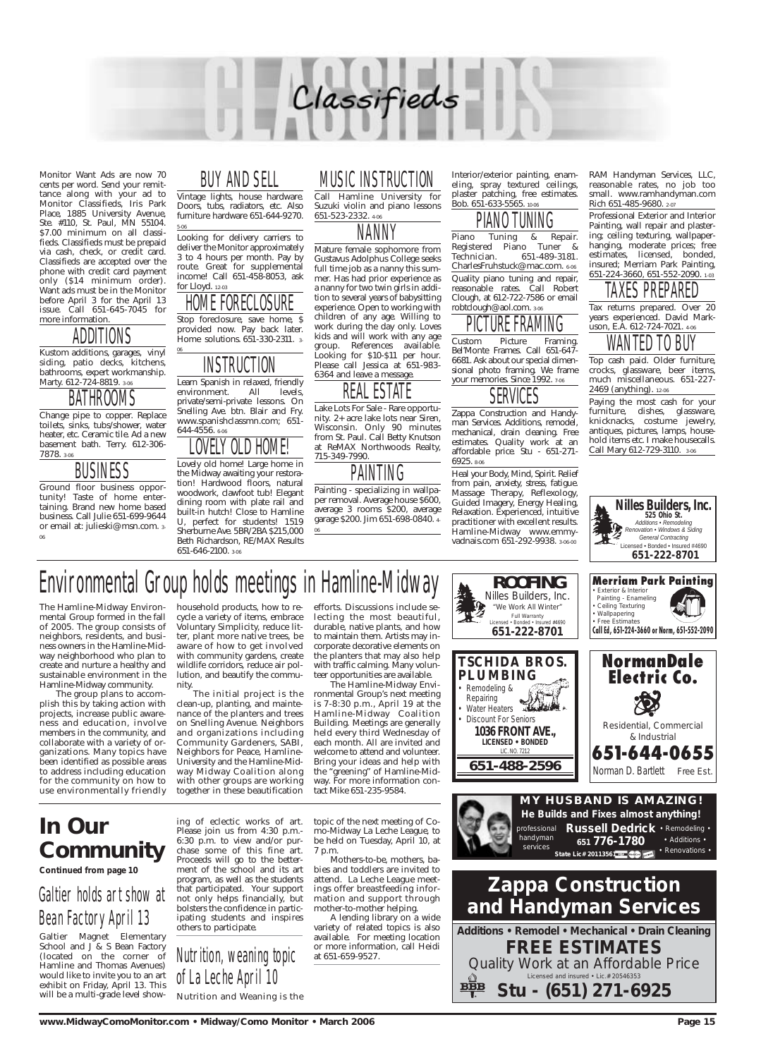# Classifieds

Monitor Want Ads are now 70 cents per word. Send your remittance along with your ad to Monitor Classifieds, Iris Park Place, 1885 University Avenue, Ste. #110, St. Paul, MN 55104. $7.00 minimum on all classifieds. Classifieds must be prepaid via cash, check, or credit card. Classifieds are accepted over the phone with credit card payment only ($14 minimum order). Want ads must be in the Monitor before April 3 for the April 13 issue. Call 651-645-7045 for more information.

## ADDITIONS

Kustom additions, garages, vinyl siding, patio decks, kitchens, bathrooms, expert workmanship. Marty. 612-724-8819. 3-06

## BATHROOMS

Change pipe to copper. Replace toilets, sinks, tubs/shower, water heater, etc. Ceramic tile. Ad a new basement bath. Terry. 612-306-7878. 3-06

## BUSINESS

Ground floor business opportunity! Taste of home entertaining. Brand new home based business. Call Julie 651-699-9644 or email at: julieski@msn.com. 3-06

## BUY AND SELL

Vintage lights, house hardware. Doors, tubs, radiators, etc. Also furniture hardware 651-644-9270. 5-06

Looking for delivery carriers to deliver the Monitor approximately 3 to 4 hours per month. Pay by route. Great for supplemental income! Call 651-458-8053, ask for Lloyd. 12-03

## HOME FORECLOSURE

Stop foreclosure, save home, $ provided now. Pay back later. Home solutions. 651-330-2311. 3-06

## INSTRUCTION

Learn Spanish in relaxed, friendly environment. All levels, private/semi-private lessons. On Snelling Ave. btn. Blair and Fry. www.spanishclassmn.com; 651-644-4556. 6-06

## LOVELY OLD HOME!

Lovely old home! Large home in the Midway awaiting your restoration! Hardwood floors, natural woodwork, clawfoot tub! Elegant dining room with plate rail and built-in hutch! Close to Hamline U, perfect for students! 1519 Sherburne Ave. 5BR/2BA $215,000 Beth Richardson, RE/MAX Results 651-646-2100. 3-06

## MUSIC INSTRUCTION

Call Hamline University for Suzuki violin and piano lessons 651-523-2332. 4-06

## NANNY

Mature female sophomore from Gustavus Adolphus College seeks full time job as a nanny this summer. Has had prior experience as a nanny for two twin girls in addition to several years of babysitting experience. Open to working with children of any age. Willing to work during the day only. Loves kids and will work with any age group. References available. Looking for $10-$11 per hour. Please call Jessica at 651-983-6364 and leave a message.

## REAL ESTATE

Lake Lots For Sale - Rare opportunity. 2+ acre lake lots near Siren, Wisconsin. Only 90 minutes from St. Paul. Call Betty Knutson at ReMAX Northwoods Realty, 715-349-7990.

## PAINTING

Painting - specializing in wallpaper removal. Average house $600, average 3 rooms $200, average garage $200. Jim 651-698-0840. 4-06

Interior/exterior painting, enameling, spray textured ceilings, plaster patching, free estimates. Bob. 651-633-5565. 10-06

## PIANO TUNING

Piano Tuning & Repair. Registered Piano Tuner & Technician. 651-489-3181. CharlesFruhstuck@mac.com. 6-06

Quality piano tuning and repair, reasonable rates. Call Robert Clough, at 612-722-7586 or email robtclough@aol.com. 3-06

## PICTURE FRAMING

Custom Picture Framing. Bel'Monte Frames. Call 651-647-6681. Ask about our special dimensional photo framing. We frame your memories. Since 1992. 7-06

## SERVICES

Zappa Construction and Handyman Services. Additions, remodel, mechanical, drain cleaning. Free estimates. Quality work at an affordable price. Stu - 651-271-6925. 8-06

Heal your Body, Mind, Spirit. Relief from pain, anxiety, stress, fatigue. Massage Therapy, Reflexology, Guided Imagery, Energy Healing, Relaxation. Experienced, intuitive practitioner with excellent results. Hamline-Midway www.emmyvadnais.com 651-292-9938. 3-06-00

RAM Handyman Services, LLC, reasonable rates, no job too small. www.ramhandyman.com Rich 651-485-9680. 2-07

Professional Exterior and Interior Painting, wall repair and plastering; ceiling texturing, wallpaperhanging, moderate prices; free estimates, licensed, bonded, insured; Merriam Park Painting, 651-224-3660, 651-552-2090. 1-03

## TAXES PREPARED

Tax returns prepared. Over 20 years experienced. David Markuson, E.A. 612-724-7021. 4-06

## WANTED TO BUY

Top cash paid. Older furniture, crocks, glassware, beer items, much miscellaneous. 651-227-2469 (anything). 12-06

Paying the most cash for your furniture, dishes, glassware, knicknacks, costume jewelry, antiques, pictures, lamps, household items etc. I make housecalls. Call Mary 612-729-3110. 3-06

**Nilles Builders, Inc.**
525 Ohio St.
Additions • Remodeling
Renovation • Windows & Siding
General Contracting
Licensed • Bonded • Insured #4690
651-222-8701

# Environmental Group holds meetings in Hamline-Midway

The Hamline-Midway Environmental Group formed in the fall of 2005. The group consists of neighbors, residents, and business owners in the Hamline-Midway neighborhood who plan to create and nurture a healthy and sustainable environment in the Hamline-Midway community.

The group plans to accomplish this by taking action with projects, increase public awareness and education, involve members in the community, and collaborate with a variety of organizations. Many topics have been identified as possible areas to address including education for the community on how to use environmentally friendly household products, how to recycle a variety of items, embrace Voluntary Simplicity, reduce litter, plant more native trees, be aware of how to get involved with community gardens, create wildlife corridors, reduce air pollution, and beautify the community.

The initial project is the clean-up, planting, and maintenance of the planters and trees on Snelling Avenue. Neighbors and organizations including Community Gardeners, SABI, Neighbors for Peace, Hamline-University and the Hamline-Midway Midway Coalition along with other groups are working together in these beautification efforts. Discussions include selecting the most beautiful, durable, native plants, and how to maintain them. Artists may incorporate decorative elements on the planters that may also help with traffic calming. Many volunteer opportunities are available.

The Hamline-Midway Environmental Group's next meeting is 7-8:30 p.m., April 19 at the Hamline-Midway Coalition Building. Meetings are generally held every third Wednesday of each month. All are invited and welcome to attend and volunteer. Bring your ideas and help with the "greening" of Hamline-Midway. For more information contact Mike 651-235-9584.

**ROOFING**
Nilles Builders, Inc.
"We Work All Winter"
Full Warranty
Licensed • Bonded • Insured #4690
651-222-8701

**Merriam Park Painting**
• Exterior & Interior Painting - Enameling
• Ceiling Texturing
• Wallpapering
• Free Estimates
Call Ed, 651-224-3660 or Norm, 651-552-2090

**TSCHIDA BROS. PLUMBING**
• Remodeling & Repairing
• Water Heaters
• Discount For Seniors
1036 FRONT AVE.,
LICENSED • BONDED
LIC. NO. 7212
651-488-2596

**NormanDale Electric Co.**
Residential, Commercial & Industrial
651-644-0655
Norman D. Bartlett Free Est.

# In Our Community

**Continued from page 10**

## Galtier holds art show at Bean Factory April 13

Galtier Magnet Elementary School and J & S Bean Factory (located on the corner of Hamline and Thomas Avenues) would like to invite you to an art exhibit on Friday, April 13. This will be a multi-grade level showing of eclectic works of art. Please join us from 4:30 p.m.-6:30 p.m. to view and/or purchase some of this fine art. Proceeds will go to the betterment of the school and its art program, as well as the students that participated. Your support not only helps financially, but bolsters the confidence in participating students and inspires others to participate.

## Nutrition, weaning topic of La Leche April 10

Nutrition and Weaning is the topic of the next meeting of Como-Midway La Leche League, to be held on Tuesday, April 10, at 7 p.m.

Mothers-to-be, mothers, babies and toddlers are invited to attend. La Leche League meetings offer breastfeeding information and support through mother-to-mother helping.

A lending library on a wide variety of related topics is also available. For meeting location or more information, call Heidi at 651-659-9527.

**MY HUSBAND IS AMAZING!**
**He Builds and Fixes almost anything!**
professional handyman services
**Russell Dedrick** • Remodeling • Additions • Renovations •
651 776-1780
State Lic# 20113562

**Zappa Construction and Handyman Services**
Additions • Remodel • Mechanical • Drain Cleaning
FREE ESTIMATES
Quality Work at an Affordable Price
Licensed and insured • Lic.# 20546353
Stu - (651) 271-6925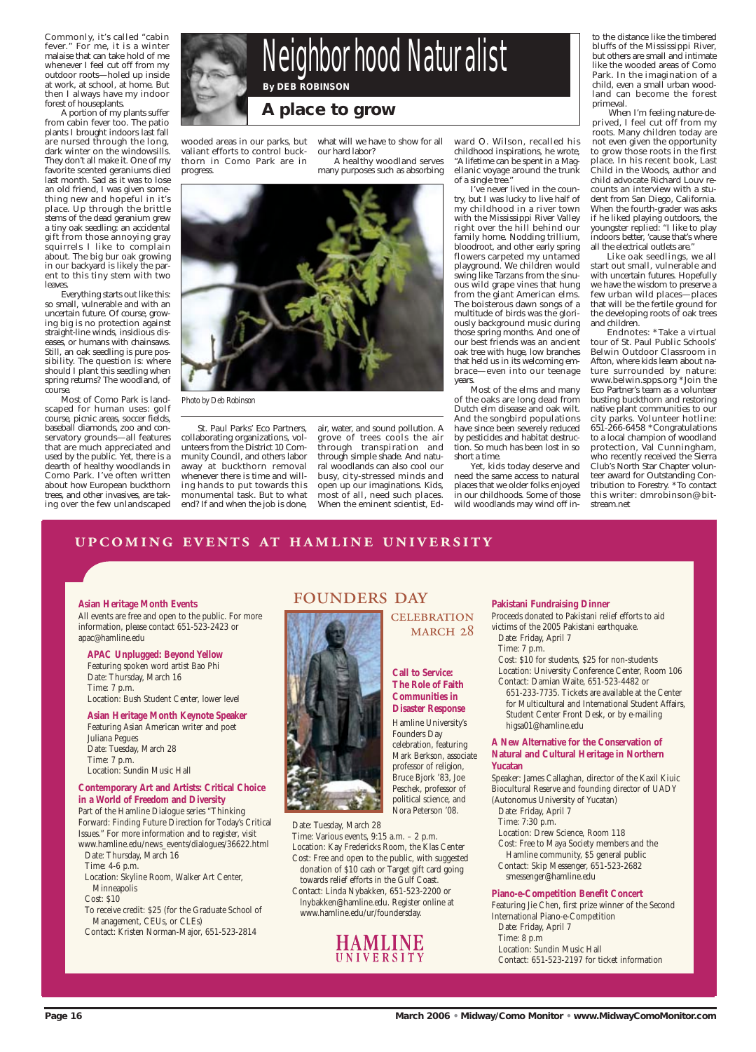# Neighborhood Naturalist

**By DEB ROBINSON**

## A place to grow

Commonly, it's called "cabin fever." For me, it is a winter malaise that can take hold of me whenever I feel cut off from my outdoor roots—holed up inside at work, at school, at home. But then I always have my indoor forest of houseplants.

A portion of my plants suffer from cabin fever too. The patio plants I brought indoors last fall are nursed through the long, dark winter on the windowsills. They don't all make it. One of my favorite scented geraniums died last month. Sad as it was to lose an old friend, I was given something new and hopeful in it's place. Up through the brittle stems of the dead geranium grew a tiny oak seedling: an accidental gift from those annoying gray squirrels I like to complain about. The big bur oak growing in our backyard is likely the parent to this tiny stem with two leaves.

Everything starts out like this: so small, vulnerable and with an uncertain future. Of course, growing big is no protection against straight-line winds, insidious diseases, or humans with chainsaws. Still, an oak seedling is pure possibility. The question is: where should I plant this seedling when spring returns? The woodland, of course.

Most of Como Park is landscaped for human uses: golf course, picnic areas, soccer fields, baseball diamonds, zoo and conservatory grounds—all features that are much appreciated and used by the public. Yet, there is a dearth of healthy woodlands in Como Park. I've often written about how European buckthorn trees, and other invasives, are taking over the few unlandscaped wooded areas in our parks, but valiant efforts to control buckthorn in Como Park are in progress.

Photo by Deb Robinson

St. Paul Parks' Eco Partners, collaborating organizations, volunteers from the District 10 Community Council, and others labor away at buckthorn removal whenever there is time and willing hands to put towards this monumental task. But to what end? If and when the job is done, what will we have to show for all our hard labor?

A healthy woodland serves many purposes such as absorbing air, water, and sound pollution. A grove of trees cools the air through transpiration and through simple shade. And natural woodlands can also cool our busy, city-stressed minds and open up our imaginations. Kids, most of all, need such places. When the eminent scientist, Edward O. Wilson, recalled his childhood inspirations, he wrote, "A lifetime can be spent in a Magellanic voyage around the trunk of a single tree."

I've never lived in the country, but I was lucky to live half of my childhood in a river town with the Mississippi River Valley right over the hill behind our family home. Nodding trillium, bloodroot, and other early spring flowers carpeted my untamed playground. We children would swing like Tarzans from the sinuous wild grape vines that hung from the giant American elms. The boisterous dawn songs of a multitude of birds was the gloriously background music during those spring months. And one of our best friends was an ancient oak tree with huge, low branches that held us in its welcoming embrace—even into our teenage years.

Most of the elms and many of the oaks are long dead from Dutch elm disease and oak wilt. And the songbird populations have since been severely reduced by pesticides and habitat destruction. So much has been lost in so short a time.

Yet, kids today deserve and need the same access to natural places that we older folks enjoyed in our childhoods. Some of those wild woodlands may wind off into the distance like the timbered bluffs of the Mississippi River, but others are small and intimate like the wooded areas of Como Park. In the imagination of a child, even a small urban woodland can become the forest primeval.

When I'm feeling nature-deprived, I feel cut off from my roots. Many children today are not even given the opportunity to grow those roots in the first place. In his recent book, Last Child in the Woods, author and child advocate Richard Louv recounts an interview with a student from San Diego, California. When the fourth-grader was asks if he liked playing outdoors, the youngster replied: "I like to play indoors better, 'cause that's where all the electrical outlets are."

Like oak seedlings, we all start out small, vulnerable and with uncertain futures. Hopefully we have the wisdom to preserve a few urban wild places—places that will be the fertile ground for the developing roots of oak trees and children.

Endnotes: *Take a virtual tour of St. Paul Public Schools' Belwin Outdoor Classroom in Afton, where kids learn about nature surrounded by nature: www.belwin.spps.org *Join the Eco Partner's team as a volunteer busting buckthorn and restoring native plant communities to our city parks. Volunteer hotline: 651-266-6458 *Congratulations to a local champion of woodland protection, Val Cunningham, who recently received the Sierra Club's North Star Chapter volunteer award for Outstanding Contribution to Forestry. *To contact this writer: dmrobinson@bitstream.net

## UPCOMING EVENTS AT HAMLINE UNIVERSITY

### Asian Heritage Month Events

All events are free and open to the public. For more information, please contact 651-523-2423 or apac@hamline.edu

**APAC Unplugged: Beyond Yellow**
Featuring spoken word artist Bao Phi
Date: Thursday, March 16
Time: 7 p.m.
Location: Bush Student Center, lower level

**Asian Heritage Month Keynote Speaker**
Featuring Asian American writer and poet Juliana Pegues
Date: Tuesday, March 28
Time: 7 p.m.
Location: Sundin Music Hall

### Contemporary Art and Artists: Critical Choice in a World of Freedom and Diversity

Part of the Hamline Dialogue series "Thinking Forward: Finding Future Direction for Today's Critical Issues." For more information and to register, visit www.hamline.edu/news_events/dialogues/36622.html
Date: Thursday, March 16
Time: 4-6 p.m.
Location: Skyline Room, Walker Art Center, Minneapolis
Cost: $10
To receive credit: $25 (for the Graduate School of Management, CEUs, or CLEs)
Contact: Kristen Norman-Major, 651-523-2814

### FOUNDERS DAY CELEBRATION MARCH 28

**Call to Service: The Role of Faith Communities in Disaster Response**

Hamline University's Founders Day celebration, featuring Mark Berkson, associate professor of religion, Bruce Bjork '83, Joe Peschek, professor of political science, and Nora Peterson '08.

Date: Tuesday, March 28
Time: Various events, 9:15 a.m. – 2 p.m.
Location: Kay Fredericks Room, the Klas Center
Cost: Free and open to the public, with suggested donation of $10 cash or Target gift card going towards relief efforts in the Gulf Coast.
Contact: Linda Nybakken, 651-523-2200 or lnybakken@hamline.edu. Register online at www.hamline.edu/ur/foundersday.

HAMLINE UNIVERSITY

### Pakistani Fundraising Dinner

Proceeds donated to Pakistani relief efforts to aid victims of the 2005 Pakistani earthquake.
Date: Friday, April 7
Time: 7 p.m.
Cost: $10 for students, $25 for non-students
Location: University Conference Center, Room 106
Contact: Damian Waite, 651-523-4482 or 651-233-7735. Tickets are available at the Center for Multicultural and International Student Affairs, Student Center Front Desk, or by e-mailing higsa01@hamline.edu

### A New Alternative for the Conservation of Natural and Cultural Heritage in Northern Yucatan

Speaker: James Callaghan, director of the Kaxil Kiuic Biocultural Reserve and founding director of UADY (Autonomous University of Yucatan)
Date: Friday, April 7
Time: 7:30 p.m.
Location: Drew Science, Room 118
Cost: Free to Maya Society members and the Hamline community, $5 general public
Contact: Skip Messenger, 651-523-2682 smessenger@hamline.edu

### Piano-e-Competition Benefit Concert

Featuring Jie Chen, first prize winner of the Second International Piano-e-Competition
Date: Friday, April 7
Time: 8 p.m
Location: Sundin Music Hall
Contact: 651-523-2197 for ticket information